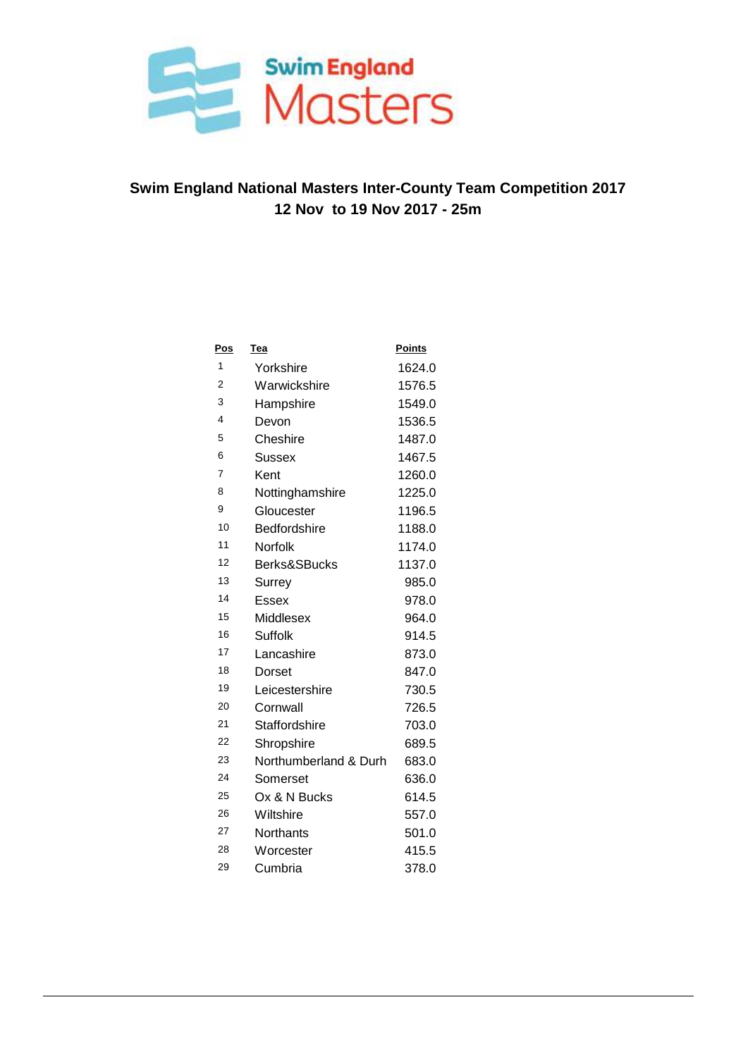Swim England Masters

# Swim England National Masters Inter-County Team Competition 2017

## 12 Nov to 19 Nov 2017 - 25m

| Pos | Tea | Points |
|---|---|---|
| 1 | Yorkshire | 1624.0 |
| 2 | Warwickshire | 1576.5 |
| 3 | Hampshire | 1549.0 |
| 4 | Devon | 1536.5 |
| 5 | Cheshire | 1487.0 |
| 6 | Sussex | 1467.5 |
| 7 | Kent | 1260.0 |
| 8 | Nottinghamshire | 1225.0 |
| 9 | Gloucester | 1196.5 |
| 10 | Bedfordshire | 1188.0 |
| 11 | Norfolk | 1174.0 |
| 12 | Berks&SBucks | 1137.0 |
| 13 | Surrey | 985.0 |
| 14 | Essex | 978.0 |
| 15 | Middlesex | 964.0 |
| 16 | Suffolk | 914.5 |
| 17 | Lancashire | 873.0 |
| 18 | Dorset | 847.0 |
| 19 | Leicestershire | 730.5 |
| 20 | Cornwall | 726.5 |
| 21 | Staffordshire | 703.0 |
| 22 | Shropshire | 689.5 |
| 23 | Northumberland & Durh | 683.0 |
| 24 | Somerset | 636.0 |
| 25 | Ox & N Bucks | 614.5 |
| 26 | Wiltshire | 557.0 |
| 27 | Northants | 501.0 |
| 28 | Worcester | 415.5 |
| 29 | Cumbria | 378.0 |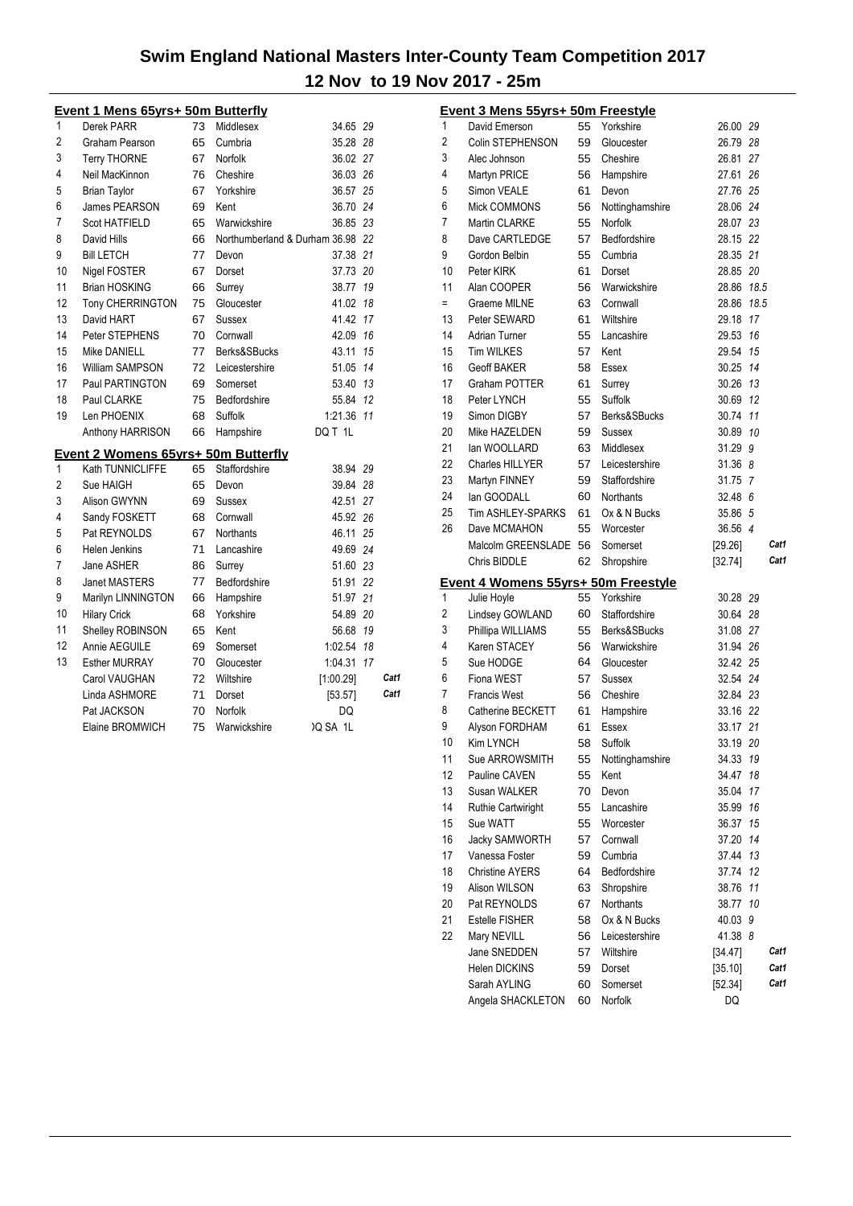# Swim England National Masters Inter-County Team Competition 2017

## 12 Nov to 19 Nov 2017 - 25m

### Event 1 Mens 65yrs+ 50m Butterfly

| Place | Name | Age | County | Time | Points | |
|---|---|---|---|---|---|---|
| 1 | Derek PARR | 73 | Middlesex | 34.65 | 29 | |
| 2 | Graham Pearson | 65 | Cumbria | 35.28 | 28 | |
| 3 | Terry THORNE | 67 | Norfolk | 36.02 | 27 | |
| 4 | Neil MacKinnon | 76 | Cheshire | 36.03 | 26 | |
| 5 | Brian Taylor | 67 | Yorkshire | 36.57 | 25 | |
| 6 | James PEARSON | 69 | Kent | 36.70 | 24 | |
| 7 | Scot HATFIELD | 65 | Warwickshire | 36.85 | 23 | |
| 8 | David Hills | 66 | Northumberland & Durham | 36.98 | 22 | |
| 9 | Bill LETCH | 77 | Devon | 37.38 | 21 | |
| 10 | Nigel FOSTER | 67 | Dorset | 37.73 | 20 | |
| 11 | Brian HOSKING | 66 | Surrey | 38.77 | 19 | |
| 12 | Tony CHERRINGTON | 75 | Gloucester | 41.02 | 18 | |
| 13 | David HART | 67 | Sussex | 41.42 | 17 | |
| 14 | Peter STEPHENS | 70 | Cornwall | 42.09 | 16 | |
| 15 | Mike DANIELL | 77 | Berks&SBucks | 43.11 | 15 | |
| 16 | William SAMPSON | 72 | Leicestershire | 51.05 | 14 | |
| 17 | Paul PARTINGTON | 69 | Somerset | 53.40 | 13 | |
| 18 | Paul CLARKE | 75 | Bedfordshire | 55.84 | 12 | |
| 19 | Len PHOENIX | 68 | Suffolk | 1:21.36 | 11 | |
| | Anthony HARRISON | 66 | Hampshire | DQ T 1L | | |

### Event 2 Womens 65yrs+ 50m Butterfly

| Place | Name | Age | County | Time | Points | |
|---|---|---|---|---|---|---|
| 1 | Kath TUNNICLIFFE | 65 | Staffordshire | 38.94 | 29 | |
| 2 | Sue HAIGH | 65 | Devon | 39.84 | 28 | |
| 3 | Alison GWYNN | 69 | Sussex | 42.51 | 27 | |
| 4 | Sandy FOSKETT | 68 | Cornwall | 45.92 | 26 | |
| 5 | Pat REYNOLDS | 67 | Northants | 46.11 | 25 | |
| 6 | Helen Jenkins | 71 | Lancashire | 49.69 | 24 | |
| 7 | Jane ASHER | 86 | Surrey | 51.60 | 23 | |
| 8 | Janet MASTERS | 77 | Bedfordshire | 51.91 | 22 | |
| 9 | Marilyn LINNINGTON | 66 | Hampshire | 51.97 | 21 | |
| 10 | Hilary Crick | 68 | Yorkshire | 54.89 | 20 | |
| 11 | Shelley ROBINSON | 65 | Kent | 56.68 | 19 | |
| 12 | Annie AEGUILE | 69 | Somerset | 1:02.54 | 18 | |
| 13 | Esther MURRAY | 70 | Gloucester | 1:04.31 | 17 | |
| | Carol VAUGHAN | 72 | Wiltshire | [1:00.29] | | Cat1 |
| | Linda ASHMORE | 71 | Dorset | [53.57] | | Cat1 |
| | Pat JACKSON | 70 | Norfolk | DQ | | |
| | Elaine BROMWICH | 75 | Warwickshire | )Q SA 1L | | |

### Event 3 Mens 55yrs+ 50m Freestyle

| Place | Name | Age | County | Time | Points | |
|---|---|---|---|---|---|---|
| 1 | David Emerson | 55 | Yorkshire | 26.00 | 29 | |
| 2 | Colin STEPHENSON | 59 | Gloucester | 26.79 | 28 | |
| 3 | Alec Johnson | 55 | Cheshire | 26.81 | 27 | |
| 4 | Martyn PRICE | 56 | Hampshire | 27.61 | 26 | |
| 5 | Simon VEALE | 61 | Devon | 27.76 | 25 | |
| 6 | Mick COMMONS | 56 | Nottinghamshire | 28.06 | 24 | |
| 7 | Martin CLARKE | 55 | Norfolk | 28.07 | 23 | |
| 8 | Dave CARTLEDGE | 57 | Bedfordshire | 28.15 | 22 | |
| 9 | Gordon Belbin | 55 | Cumbria | 28.35 | 21 | |
| 10 | Peter KIRK | 61 | Dorset | 28.85 | 20 | |
| 11 | Alan COOPER | 56 | Warwickshire | 28.86 | 18.5 | |
| = | Graeme MILNE | 63 | Cornwall | 28.86 | 18.5 | |
| 13 | Peter SEWARD | 61 | Wiltshire | 29.18 | 17 | |
| 14 | Adrian Turner | 55 | Lancashire | 29.53 | 16 | |
| 15 | Tim WILKES | 57 | Kent | 29.54 | 15 | |
| 16 | Geoff BAKER | 58 | Essex | 30.25 | 14 | |
| 17 | Graham POTTER | 61 | Surrey | 30.26 | 13 | |
| 18 | Peter LYNCH | 55 | Suffolk | 30.69 | 12 | |
| 19 | Simon DIGBY | 57 | Berks&SBucks | 30.74 | 11 | |
| 20 | Mike HAZELDEN | 59 | Sussex | 30.89 | 10 | |
| 21 | Ian WOOLLARD | 63 | Middlesex | 31.29 | 9 | |
| 22 | Charles HILLYER | 57 | Leicestershire | 31.36 | 8 | |
| 23 | Martyn FINNEY | 59 | Staffordshire | 31.75 | 7 | |
| 24 | Ian GOODALL | 60 | Northants | 32.48 | 6 | |
| 25 | Tim ASHLEY-SPARKS | 61 | Ox & N Bucks | 35.86 | 5 | |
| 26 | Dave MCMAHON | 55 | Worcester | 36.56 | 4 | |
| | Malcolm GREENSLADE | 56 | Somerset | [29.26] | | Cat1 |
| | Chris BIDDLE | 62 | Shropshire | [32.74] | | Cat1 |

### Event 4 Womens 55yrs+ 50m Freestyle

| Place | Name | Age | County | Time | Points | |
|---|---|---|---|---|---|---|
| 1 | Julie Hoyle | 55 | Yorkshire | 30.28 | 29 | |
| 2 | Lindsey GOWLAND | 60 | Staffordshire | 30.64 | 28 | |
| 3 | Phillipa WILLIAMS | 55 | Berks&SBucks | 31.08 | 27 | |
| 4 | Karen STACEY | 56 | Warwickshire | 31.94 | 26 | |
| 5 | Sue HODGE | 64 | Gloucester | 32.42 | 25 | |
| 6 | Fiona WEST | 57 | Sussex | 32.54 | 24 | |
| 7 | Francis West | 56 | Cheshire | 32.84 | 23 | |
| 8 | Catherine BECKETT | 61 | Hampshire | 33.16 | 22 | |
| 9 | Alyson FORDHAM | 61 | Essex | 33.17 | 21 | |
| 10 | Kim LYNCH | 58 | Suffolk | 33.19 | 20 | |
| 11 | Sue ARROWSMITH | 55 | Nottinghamshire | 34.33 | 19 | |
| 12 | Pauline CAVEN | 55 | Kent | 34.47 | 18 | |
| 13 | Susan WALKER | 70 | Devon | 35.04 | 17 | |
| 14 | Ruthie Cartwright | 55 | Lancashire | 35.99 | 16 | |
| 15 | Sue WATT | 55 | Worcester | 36.37 | 15 | |
| 16 | Jacky SAMWORTH | 57 | Cornwall | 37.20 | 14 | |
| 17 | Vanessa Foster | 59 | Cumbria | 37.44 | 13 | |
| 18 | Christine AYERS | 64 | Bedfordshire | 37.74 | 12 | |
| 19 | Alison WILSON | 63 | Shropshire | 38.76 | 11 | |
| 20 | Pat REYNOLDS | 67 | Northants | 38.77 | 10 | |
| 21 | Estelle FISHER | 58 | Ox & N Bucks | 40.03 | 9 | |
| 22 | Mary NEVILL | 56 | Leicestershire | 41.38 | 8 | |
| | Jane SNEDDEN | 57 | Wiltshire | [34.47] | | Cat1 |
| | Helen DICKINS | 59 | Dorset | [35.10] | | Cat1 |
| | Sarah AYLING | 60 | Somerset | [52.34] | | Cat1 |
| | Angela SHACKLETON | 60 | Norfolk | DQ | | |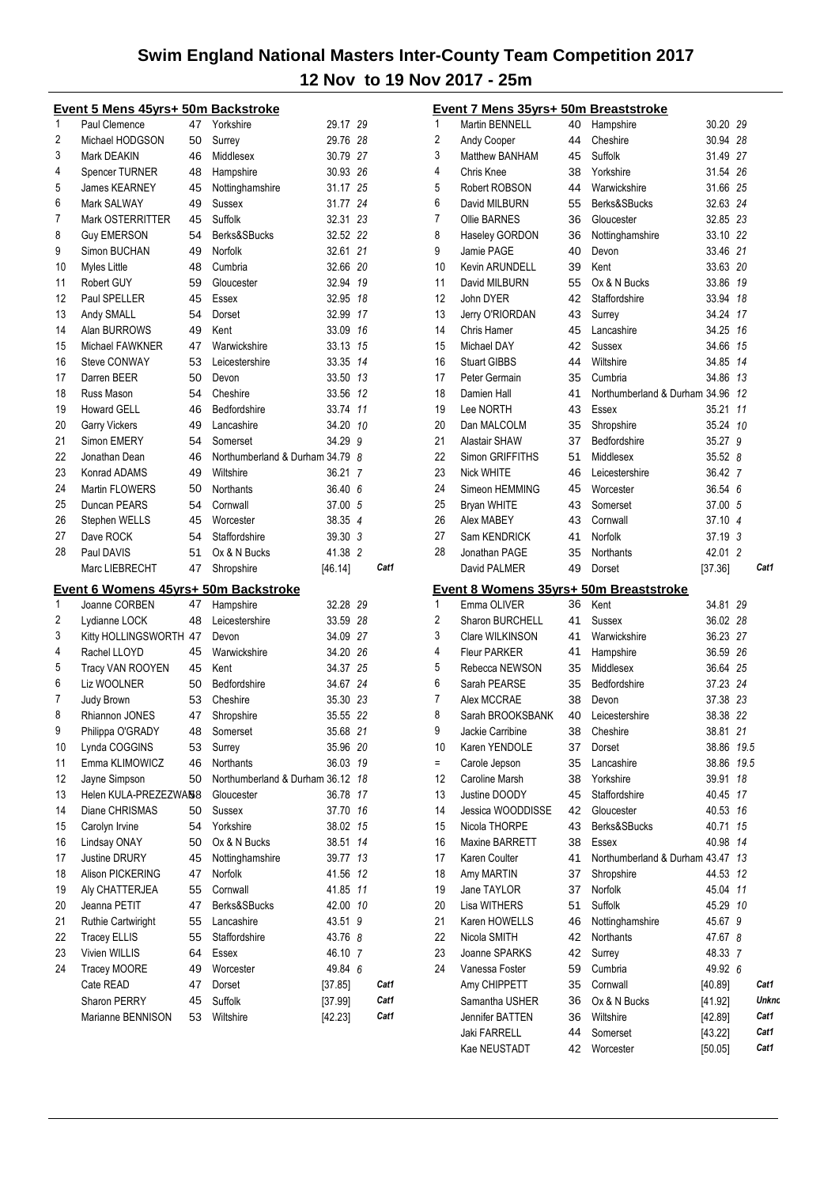# Swim England National Masters Inter-County Team Competition 2017

## 12 Nov to 19 Nov 2017 - 25m

### Event 5 Mens 45yrs+ 50m Backstroke

| Place | Name | Age | County | Time | Points | |
|---|---|---|---|---|---|---|
| 1 | Paul Clemence | 47 | Yorkshire | 29.17 | 29 | |
| 2 | Michael HODGSON | 50 | Surrey | 29.76 | 28 | |
| 3 | Mark DEAKIN | 46 | Middlesex | 30.79 | 27 | |
| 4 | Spencer TURNER | 48 | Hampshire | 30.93 | 26 | |
| 5 | James KEARNEY | 45 | Nottinghamshire | 31.17 | 25 | |
| 6 | Mark SALWAY | 49 | Sussex | 31.77 | 24 | |
| 7 | Mark OSTERRITTER | 45 | Suffolk | 32.31 | 23 | |
| 8 | Guy EMERSON | 54 | Berks&SBucks | 32.52 | 22 | |
| 9 | Simon BUCHAN | 49 | Norfolk | 32.61 | 21 | |
| 10 | Myles Little | 48 | Cumbria | 32.66 | 20 | |
| 11 | Robert GUY | 59 | Gloucester | 32.94 | 19 | |
| 12 | Paul SPELLER | 45 | Essex | 32.95 | 18 | |
| 13 | Andy SMALL | 54 | Dorset | 32.99 | 17 | |
| 14 | Alan BURROWS | 49 | Kent | 33.09 | 16 | |
| 15 | Michael FAWKNER | 47 | Warwickshire | 33.13 | 15 | |
| 16 | Steve CONWAY | 53 | Leicestershire | 33.35 | 14 | |
| 17 | Darren BEER | 50 | Devon | 33.50 | 13 | |
| 18 | Russ Mason | 54 | Cheshire | 33.56 | 12 | |
| 19 | Howard GELL | 46 | Bedfordshire | 33.74 | 11 | |
| 20 | Garry Vickers | 49 | Lancashire | 34.20 | 10 | |
| 21 | Simon EMERY | 54 | Somerset | 34.29 | 9 | |
| 22 | Jonathan Dean | 46 | Northumberland & Durham | 34.79 | 8 | |
| 23 | Konrad ADAMS | 49 | Wiltshire | 36.21 | 7 | |
| 24 | Martin FLOWERS | 50 | Northants | 36.40 | 6 | |
| 25 | Duncan PEARS | 54 | Cornwall | 37.00 | 5 | |
| 26 | Stephen WELLS | 45 | Worcester | 38.35 | 4 | |
| 27 | Dave ROCK | 54 | Staffordshire | 39.30 | 3 | |
| 28 | Paul DAVIS | 51 | Ox & N Bucks | 41.38 | 2 | |
| | Marc LIEBRECHT | 47 | Shropshire | [46.14] | | Cat1 |

### Event 6 Womens 45yrs+ 50m Backstroke

| Place | Name | Age | County | Time | Points | |
|---|---|---|---|---|---|---|
| 1 | Joanne CORBEN | 47 | Hampshire | 32.28 | 29 | |
| 2 | Lydianne LOCK | 48 | Leicestershire | 33.59 | 28 | |
| 3 | Kitty HOLLINGSWORTH | 47 | Devon | 34.09 | 27 | |
| 4 | Rachel LLOYD | 45 | Warwickshire | 34.20 | 26 | |
| 5 | Tracy VAN ROOYEN | 45 | Kent | 34.37 | 25 | |
| 6 | Liz WOOLNER | 50 | Bedfordshire | 34.67 | 24 | |
| 7 | Judy Brown | 53 | Cheshire | 35.30 | 23 | |
| 8 | Rhiannon JONES | 47 | Shropshire | 35.55 | 22 | |
| 9 | Philippa O'GRADY | 48 | Somerset | 35.68 | 21 | |
| 10 | Lynda COGGINS | 53 | Surrey | 35.96 | 20 | |
| 11 | Emma KLIMOWICZ | 46 | Northants | 36.03 | 19 | |
| 12 | Jayne Simpson | 50 | Northumberland & Durham | 36.12 | 18 | |
| 13 | Helen KULA-PREZEZWANS | 58 | Gloucester | 36.78 | 17 | |
| 14 | Diane CHRISMAS | 50 | Sussex | 37.70 | 16 | |
| 15 | Carolyn Irvine | 54 | Yorkshire | 38.02 | 15 | |
| 16 | Lindsay ONAY | 50 | Ox & N Bucks | 38.51 | 14 | |
| 17 | Justine DRURY | 45 | Nottinghamshire | 39.77 | 13 | |
| 18 | Alison PICKERING | 47 | Norfolk | 41.56 | 12 | |
| 19 | Aly CHATTERJEA | 55 | Cornwall | 41.85 | 11 | |
| 20 | Jeanna PETIT | 47 | Berks&SBucks | 42.00 | 10 | |
| 21 | Ruthie Cartwright | 55 | Lancashire | 43.51 | 9 | |
| 22 | Tracey ELLIS | 55 | Staffordshire | 43.76 | 8 | |
| 23 | Vivien WILLIS | 64 | Essex | 46.10 | 7 | |
| 24 | Tracey MOORE | 49 | Worcester | 49.84 | 6 | |
| | Cate READ | 47 | Dorset | [37.85] | | Cat1 |
| | Sharon PERRY | 45 | Suffolk | [37.99] | | Cat1 |
| | Marianne BENNISON | 53 | Wiltshire | [42.23] | | Cat1 |

### Event 7 Mens 35yrs+ 50m Breaststroke

| Place | Name | Age | County | Time | Points | |
|---|---|---|---|---|---|---|
| 1 | Martin BENNELL | 40 | Hampshire | 30.20 | 29 | |
| 2 | Andy Cooper | 44 | Cheshire | 30.94 | 28 | |
| 3 | Matthew BANHAM | 45 | Suffolk | 31.49 | 27 | |
| 4 | Chris Knee | 38 | Yorkshire | 31.54 | 26 | |
| 5 | Robert ROBSON | 44 | Warwickshire | 31.66 | 25 | |
| 6 | David MILBURN | 55 | Berks&SBucks | 32.63 | 24 | |
| 7 | Ollie BARNES | 36 | Gloucester | 32.85 | 23 | |
| 8 | Haseley GORDON | 36 | Nottinghamshire | 33.10 | 22 | |
| 9 | Jamie PAGE | 40 | Devon | 33.46 | 21 | |
| 10 | Kevin ARUNDELL | 39 | Kent | 33.63 | 20 | |
| 11 | David MILBURN | 55 | Ox & N Bucks | 33.86 | 19 | |
| 12 | John DYER | 42 | Staffordshire | 33.94 | 18 | |
| 13 | Jerry O'RIORDAN | 43 | Surrey | 34.24 | 17 | |
| 14 | Chris Hamer | 45 | Lancashire | 34.25 | 16 | |
| 15 | Michael DAY | 42 | Sussex | 34.66 | 15 | |
| 16 | Stuart GIBBS | 44 | Wiltshire | 34.85 | 14 | |
| 17 | Peter Germain | 35 | Cumbria | 34.86 | 13 | |
| 18 | Damien Hall | 41 | Northumberland & Durham | 34.96 | 12 | |
| 19 | Lee NORTH | 43 | Essex | 35.21 | 11 | |
| 20 | Dan MALCOLM | 35 | Shropshire | 35.24 | 10 | |
| 21 | Alastair SHAW | 37 | Bedfordshire | 35.27 | 9 | |
| 22 | Simon GRIFFITHS | 51 | Middlesex | 35.52 | 8 | |
| 23 | Nick WHITE | 46 | Leicestershire | 36.42 | 7 | |
| 24 | Simeon HEMMING | 45 | Worcester | 36.54 | 6 | |
| 25 | Bryan WHITE | 43 | Somerset | 37.00 | 5 | |
| 26 | Alex MABEY | 43 | Cornwall | 37.10 | 4 | |
| 27 | Sam KENDRICK | 41 | Norfolk | 37.19 | 3 | |
| 28 | Jonathan PAGE | 35 | Northants | 42.01 | 2 | |
| | David PALMER | 49 | Dorset | [37.36] | | Cat1 |

### Event 8 Womens 35yrs+ 50m Breaststroke

| Place | Name | Age | County | Time | Points | |
|---|---|---|---|---|---|---|
| 1 | Emma OLIVER | 36 | Kent | 34.81 | 29 | |
| 2 | Sharon BURCHELL | 41 | Sussex | 36.02 | 28 | |
| 3 | Clare WILKINSON | 41 | Warwickshire | 36.23 | 27 | |
| 4 | Fleur PARKER | 41 | Hampshire | 36.59 | 26 | |
| 5 | Rebecca NEWSON | 35 | Middlesex | 36.64 | 25 | |
| 6 | Sarah PEARSE | 35 | Bedfordshire | 37.23 | 24 | |
| 7 | Alex MCCRAE | 38 | Devon | 37.38 | 23 | |
| 8 | Sarah BROOKSBANK | 40 | Leicestershire | 38.38 | 22 | |
| 9 | Jackie Carribine | 38 | Cheshire | 38.81 | 21 | |
| 10 | Karen YENDOLE | 37 | Dorset | 38.86 | 19.5 | |
| = | Carole Jepson | 35 | Lancashire | 38.86 | 19.5 | |
| 12 | Caroline Marsh | 38 | Yorkshire | 39.91 | 18 | |
| 13 | Justine DOODY | 45 | Staffordshire | 40.45 | 17 | |
| 14 | Jessica WOODDISSE | 42 | Gloucester | 40.53 | 16 | |
| 15 | Nicola THORPE | 43 | Berks&SBucks | 40.71 | 15 | |
| 16 | Maxine BARRETT | 38 | Essex | 40.98 | 14 | |
| 17 | Karen Coulter | 41 | Northumberland & Durham | 43.47 | 13 | |
| 18 | Amy MARTIN | 37 | Shropshire | 44.53 | 12 | |
| 19 | Jane TAYLOR | 37 | Norfolk | 45.04 | 11 | |
| 20 | Lisa WITHERS | 51 | Suffolk | 45.29 | 10 | |
| 21 | Karen HOWELLS | 46 | Nottinghamshire | 45.67 | 9 | |
| 22 | Nicola SMITH | 42 | Northants | 47.67 | 8 | |
| 23 | Joanne SPARKS | 42 | Surrey | 48.33 | 7 | |
| 24 | Vanessa Foster | 59 | Cumbria | 49.92 | 6 | |
| | Amy CHIPPETT | 35 | Cornwall | [40.89] | | Cat1 |
| | Samantha USHER | 36 | Ox & N Bucks | [41.92] | | Unknc |
| | Jennifer BATTEN | 36 | Wiltshire | [42.89] | | Cat1 |
| | Jaki FARRELL | 44 | Somerset | [43.22] | | Cat1 |
| | Kae NEUSTADT | 42 | Worcester | [50.05] | | Cat1 |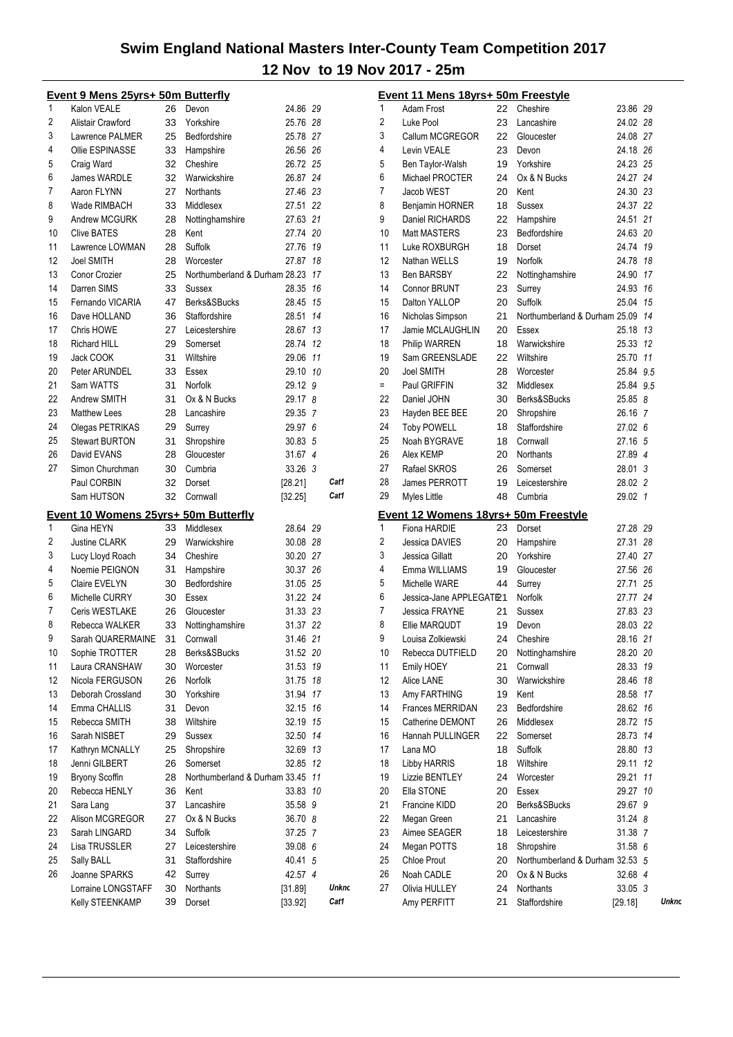# Swim England National Masters Inter-County Team Competition 2017

## 12 Nov to 19 Nov 2017 - 25m

### Event 9 Mens 25yrs+ 50m Butterfly

| Place | Name | Age | County | Time | Points | Note |
|---|---|---|---|---|---|---|
| 1 | Kalon VEALE | 26 | Devon | 24.86 | 29 | |
| 2 | Alistair Crawford | 33 | Yorkshire | 25.76 | 28 | |
| 3 | Lawrence PALMER | 25 | Bedfordshire | 25.78 | 27 | |
| 4 | Ollie ESPINASSE | 33 | Hampshire | 26.56 | 26 | |
| 5 | Craig Ward | 32 | Cheshire | 26.72 | 25 | |
| 6 | James WARDLE | 32 | Warwickshire | 26.87 | 24 | |
| 7 | Aaron FLYNN | 27 | Northants | 27.46 | 23 | |
| 8 | Wade RIMBACH | 33 | Middlesex | 27.51 | 22 | |
| 9 | Andrew MCGURK | 28 | Nottinghamshire | 27.63 | 21 | |
| 10 | Clive BATES | 28 | Kent | 27.74 | 20 | |
| 11 | Lawrence LOWMAN | 28 | Suffolk | 27.76 | 19 | |
| 12 | Joel SMITH | 28 | Worcester | 27.87 | 18 | |
| 13 | Conor Crozier | 25 | Northumberland & Durham | 28.23 | 17 | |
| 14 | Darren SIMS | 33 | Sussex | 28.35 | 16 | |
| 15 | Fernando VICARIA | 47 | Berks&SBucks | 28.45 | 15 | |
| 16 | Dave HOLLAND | 36 | Staffordshire | 28.51 | 14 | |
| 17 | Chris HOWE | 27 | Leicestershire | 28.67 | 13 | |
| 18 | Richard HILL | 29 | Somerset | 28.74 | 12 | |
| 19 | Jack COOK | 31 | Wiltshire | 29.06 | 11 | |
| 20 | Peter ARUNDEL | 33 | Essex | 29.10 | 10 | |
| 21 | Sam WATTS | 31 | Norfolk | 29.12 | 9 | |
| 22 | Andrew SMITH | 31 | Ox & N Bucks | 29.17 | 8 | |
| 23 | Matthew Lees | 28 | Lancashire | 29.35 | 7 | |
| 24 | Olegas PETRIKAS | 29 | Surrey | 29.97 | 6 | |
| 25 | Stewart BURTON | 31 | Shropshire | 30.83 | 5 | |
| 26 | David EVANS | 28 | Gloucester | 31.67 | 4 | |
| 27 | Simon Churchman | 30 | Cumbria | 33.26 | 3 | |
| | Paul CORBIN | 32 | Dorset | [28.21] | | Cat1 |
| | Sam HUTSON | 32 | Cornwall | [32.25] | | Cat1 |

### Event 10 Womens 25yrs+ 50m Butterfly

| Place | Name | Age | County | Time | Points | Note |
|---|---|---|---|---|---|---|
| 1 | Gina HEYN | 33 | Middlesex | 28.64 | 29 | |
| 2 | Justine CLARK | 29 | Warwickshire | 30.08 | 28 | |
| 3 | Lucy Lloyd Roach | 34 | Cheshire | 30.20 | 27 | |
| 4 | Noemie PEIGNON | 31 | Hampshire | 30.37 | 26 | |
| 5 | Claire EVELYN | 30 | Bedfordshire | 31.05 | 25 | |
| 6 | Michelle CURRY | 30 | Essex | 31.22 | 24 | |
| 7 | Ceris WESTLAKE | 26 | Gloucester | 31.33 | 23 | |
| 8 | Rebecca WALKER | 33 | Nottinghamshire | 31.37 | 22 | |
| 9 | Sarah QUARERMAINE | 31 | Cornwall | 31.46 | 21 | |
| 10 | Sophie TROTTER | 28 | Berks&SBucks | 31.52 | 20 | |
| 11 | Laura CRANSHAW | 30 | Worcester | 31.53 | 19 | |
| 12 | Nicola FERGUSON | 26 | Norfolk | 31.75 | 18 | |
| 13 | Deborah Crossland | 30 | Yorkshire | 31.94 | 17 | |
| 14 | Emma CHALLIS | 31 | Devon | 32.15 | 16 | |
| 15 | Rebecca SMITH | 38 | Wiltshire | 32.19 | 15 | |
| 16 | Sarah NISBET | 29 | Sussex | 32.50 | 14 | |
| 17 | Kathryn MCNALLY | 25 | Shropshire | 32.69 | 13 | |
| 18 | Jenni GILBERT | 26 | Somerset | 32.85 | 12 | |
| 19 | Bryony Scoffin | 28 | Northumberland & Durham | 33.45 | 11 | |
| 20 | Rebecca HENLY | 36 | Kent | 33.83 | 10 | |
| 21 | Sara Lang | 37 | Lancashire | 35.58 | 9 | |
| 22 | Alison MCGREGOR | 27 | Ox & N Bucks | 36.70 | 8 | |
| 23 | Sarah LINGARD | 34 | Suffolk | 37.25 | 7 | |
| 24 | Lisa TRUSSLER | 27 | Leicestershire | 39.08 | 6 | |
| 25 | Sally BALL | 31 | Staffordshire | 40.41 | 5 | |
| 26 | Joanne SPARKS | 42 | Surrey | 42.57 | 4 | |
| | Lorraine LONGSTAFF | 30 | Northants | [31.89] | | Unknc |
| | Kelly STEENKAMP | 39 | Dorset | [33.92] | | Cat1 |

### Event 11 Mens 18yrs+ 50m Freestyle

| Place | Name | Age | County | Time | Points | Note |
|---|---|---|---|---|---|---|
| 1 | Adam Frost | 22 | Cheshire | 23.86 | 29 | |
| 2 | Luke Pool | 23 | Lancashire | 24.02 | 28 | |
| 3 | Callum MCGREGOR | 22 | Gloucester | 24.08 | 27 | |
| 4 | Levin VEALE | 23 | Devon | 24.18 | 26 | |
| 5 | Ben Taylor-Walsh | 19 | Yorkshire | 24.23 | 25 | |
| 6 | Michael PROCTER | 24 | Ox & N Bucks | 24.27 | 24 | |
| 7 | Jacob WEST | 20 | Kent | 24.30 | 23 | |
| 8 | Benjamin HORNER | 18 | Sussex | 24.37 | 22 | |
| 9 | Daniel RICHARDS | 22 | Hampshire | 24.51 | 21 | |
| 10 | Matt MASTERS | 23 | Bedfordshire | 24.63 | 20 | |
| 11 | Luke ROXBURGH | 18 | Dorset | 24.74 | 19 | |
| 12 | Nathan WELLS | 19 | Norfolk | 24.78 | 18 | |
| 13 | Ben BARSBY | 22 | Nottinghamshire | 24.90 | 17 | |
| 14 | Connor BRUNT | 23 | Surrey | 24.93 | 16 | |
| 15 | Dalton YALLOP | 20 | Suffolk | 25.04 | 15 | |
| 16 | Nicholas Simpson | 21 | Northumberland & Durham | 25.09 | 14 | |
| 17 | Jamie MCLAUGHLIN | 20 | Essex | 25.18 | 13 | |
| 18 | Philip WARREN | 18 | Warwickshire | 25.33 | 12 | |
| 19 | Sam GREENSLADE | 22 | Wiltshire | 25.70 | 11 | |
| 20 | Joel SMITH | 28 | Worcester | 25.84 | 9.5 | |
| = | Paul GRIFFIN | 32 | Middlesex | 25.84 | 9.5 | |
| 22 | Daniel JOHN | 30 | Berks&SBucks | 25.85 | 8 | |
| 23 | Hayden BEE BEE | 20 | Shropshire | 26.16 | 7 | |
| 24 | Toby POWELL | 18 | Staffordshire | 27.02 | 6 | |
| 25 | Noah BYGRAVE | 18 | Cornwall | 27.16 | 5 | |
| 26 | Alex KEMP | 20 | Northants | 27.89 | 4 | |
| 27 | Rafael SKROS | 26 | Somerset | 28.01 | 3 | |
| 28 | James PERROTT | 19 | Leicestershire | 28.02 | 2 | |
| 29 | Myles Little | 48 | Cumbria | 29.02 | 1 | |

### Event 12 Womens 18yrs+ 50m Freestyle

| Place | Name | Age | County | Time | Points | Note |
|---|---|---|---|---|---|---|
| 1 | Fiona HARDIE | 23 | Dorset | 27.28 | 29 | |
| 2 | Jessica DAVIES | 20 | Hampshire | 27.31 | 28 | |
| 3 | Jessica Gillatt | 20 | Yorkshire | 27.40 | 27 | |
| 4 | Emma WILLIAMS | 19 | Gloucester | 27.56 | 26 | |
| 5 | Michelle WARE | 44 | Surrey | 27.71 | 25 | |
| 6 | Jessica-Jane APPLEGATE | 21 | Norfolk | 27.77 | 24 | |
| 7 | Jessica FRAYNE | 21 | Sussex | 27.83 | 23 | |
| 8 | Ellie MARQUDT | 19 | Devon | 28.03 | 22 | |
| 9 | Louisa Zolkiewski | 24 | Cheshire | 28.16 | 21 | |
| 10 | Rebecca DUTFIELD | 20 | Nottinghamshire | 28.20 | 20 | |
| 11 | Emily HOEY | 21 | Cornwall | 28.33 | 19 | |
| 12 | Alice LANE | 30 | Warwickshire | 28.46 | 18 | |
| 13 | Amy FARTHING | 19 | Kent | 28.58 | 17 | |
| 14 | Frances MERRIDAN | 23 | Bedfordshire | 28.62 | 16 | |
| 15 | Catherine DEMONT | 26 | Middlesex | 28.72 | 15 | |
| 16 | Hannah PULLINGER | 22 | Somerset | 28.73 | 14 | |
| 17 | Lana MO | 18 | Suffolk | 28.80 | 13 | |
| 18 | Libby HARRIS | 18 | Wiltshire | 29.11 | 12 | |
| 19 | Lizzie BENTLEY | 24 | Worcester | 29.21 | 11 | |
| 20 | Ella STONE | 20 | Essex | 29.27 | 10 | |
| 21 | Francine KIDD | 20 | Berks&SBucks | 29.67 | 9 | |
| 22 | Megan Green | 21 | Lancashire | 31.24 | 8 | |
| 23 | Aimee SEAGER | 18 | Leicestershire | 31.38 | 7 | |
| 24 | Megan POTTS | 18 | Shropshire | 31.58 | 6 | |
| 25 | Chloe Prout | 20 | Northumberland & Durham | 32.53 | 5 | |
| 26 | Noah CADLE | 20 | Ox & N Bucks | 32.68 | 4 | |
| 27 | Olivia HULLEY | 24 | Northants | 33.05 | 3 | |
| | Amy PERFITT | 21 | Staffordshire | [29.18] | | Unknc |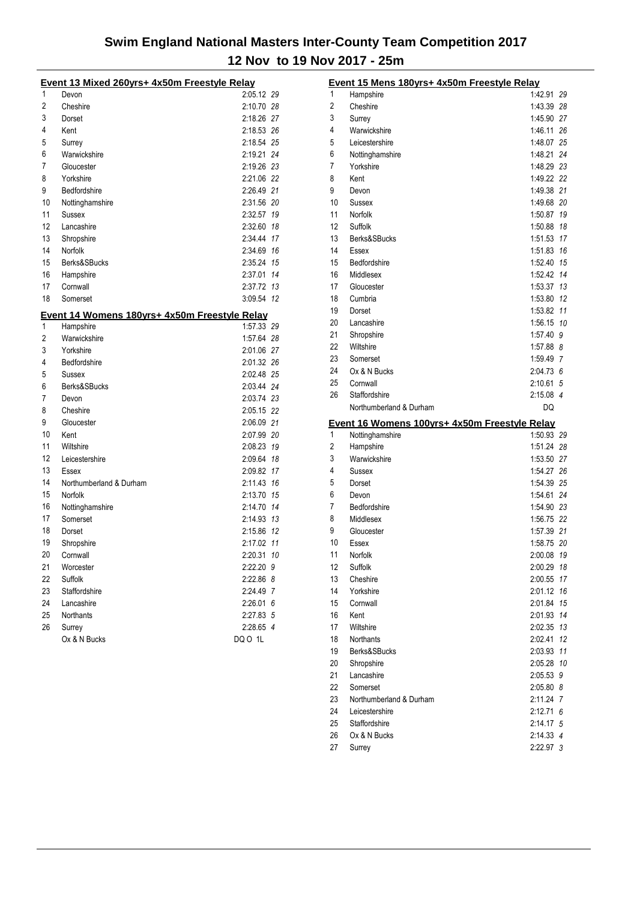# Swim England National Masters Inter-County Team Competition 2017

## 12 Nov to 19 Nov 2017 - 25m

### Event 13 Mixed 260yrs+ 4x50m Freestyle Relay

| Place | County | Time | Points |
|---|---|---|---|
| 1 | Devon | 2:05.12 | 29 |
| 2 | Cheshire | 2:10.70 | 28 |
| 3 | Dorset | 2:18.26 | 27 |
| 4 | Kent | 2:18.53 | 26 |
| 5 | Surrey | 2:18.54 | 25 |
| 6 | Warwickshire | 2:19.21 | 24 |
| 7 | Gloucester | 2:19.26 | 23 |
| 8 | Yorkshire | 2:21.06 | 22 |
| 9 | Bedfordshire | 2:26.49 | 21 |
| 10 | Nottinghamshire | 2:31.56 | 20 |
| 11 | Sussex | 2:32.57 | 19 |
| 12 | Lancashire | 2:32.60 | 18 |
| 13 | Shropshire | 2:34.44 | 17 |
| 14 | Norfolk | 2:34.69 | 16 |
| 15 | Berks&SBucks | 2:35.24 | 15 |
| 16 | Hampshire | 2:37.01 | 14 |
| 17 | Cornwall | 2:37.72 | 13 |
| 18 | Somerset | 3:09.54 | 12 |

### Event 14 Womens 180yrs+ 4x50m Freestyle Relay

| Place | County | Time | Points |
|---|---|---|---|
| 1 | Hampshire | 1:57.33 | 29 |
| 2 | Warwickshire | 1:57.64 | 28 |
| 3 | Yorkshire | 2:01.06 | 27 |
| 4 | Bedfordshire | 2:01.32 | 26 |
| 5 | Sussex | 2:02.48 | 25 |
| 6 | Berks&SBucks | 2:03.44 | 24 |
| 7 | Devon | 2:03.74 | 23 |
| 8 | Cheshire | 2:05.15 | 22 |
| 9 | Gloucester | 2:06.09 | 21 |
| 10 | Kent | 2:07.99 | 20 |
| 11 | Wiltshire | 2:08.23 | 19 |
| 12 | Leicestershire | 2:09.64 | 18 |
| 13 | Essex | 2:09.82 | 17 |
| 14 | Northumberland & Durham | 2:11.43 | 16 |
| 15 | Norfolk | 2:13.70 | 15 |
| 16 | Nottinghamshire | 2:14.70 | 14 |
| 17 | Somerset | 2:14.93 | 13 |
| 18 | Dorset | 2:15.86 | 12 |
| 19 | Shropshire | 2:17.02 | 11 |
| 20 | Cornwall | 2:20.31 | 10 |
| 21 | Worcester | 2:22.20 | 9 |
| 22 | Suffolk | 2:22.86 | 8 |
| 23 | Staffordshire | 2:24.49 | 7 |
| 24 | Lancashire | 2:26.01 | 6 |
| 25 | Northants | 2:27.83 | 5 |
| 26 | Surrey | 2:28.65 | 4 |
| | Ox & N Bucks | DQ O 1L | |

### Event 15 Mens 180yrs+ 4x50m Freestyle Relay

| Place | County | Time | Points |
|---|---|---|---|
| 1 | Hampshire | 1:42.91 | 29 |
| 2 | Cheshire | 1:43.39 | 28 |
| 3 | Surrey | 1:45.90 | 27 |
| 4 | Warwickshire | 1:46.11 | 26 |
| 5 | Leicestershire | 1:48.07 | 25 |
| 6 | Nottinghamshire | 1:48.21 | 24 |
| 7 | Yorkshire | 1:48.29 | 23 |
| 8 | Kent | 1:49.22 | 22 |
| 9 | Devon | 1:49.38 | 21 |
| 10 | Sussex | 1:49.68 | 20 |
| 11 | Norfolk | 1:50.87 | 19 |
| 12 | Suffolk | 1:50.88 | 18 |
| 13 | Berks&SBucks | 1:51.53 | 17 |
| 14 | Essex | 1:51.83 | 16 |
| 15 | Bedfordshire | 1:52.40 | 15 |
| 16 | Middlesex | 1:52.42 | 14 |
| 17 | Gloucester | 1:53.37 | 13 |
| 18 | Cumbria | 1:53.80 | 12 |
| 19 | Dorset | 1:53.82 | 11 |
| 20 | Lancashire | 1:56.15 | 10 |
| 21 | Shropshire | 1:57.40 | 9 |
| 22 | Wiltshire | 1:57.88 | 8 |
| 23 | Somerset | 1:59.49 | 7 |
| 24 | Ox & N Bucks | 2:04.73 | 6 |
| 25 | Cornwall | 2:10.61 | 5 |
| 26 | Staffordshire | 2:15.08 | 4 |
| | Northumberland & Durham | DQ | |

### Event 16 Womens 100yrs+ 4x50m Freestyle Relay

| Place | County | Time | Points |
|---|---|---|---|
| 1 | Nottinghamshire | 1:50.93 | 29 |
| 2 | Hampshire | 1:51.24 | 28 |
| 3 | Warwickshire | 1:53.50 | 27 |
| 4 | Sussex | 1:54.27 | 26 |
| 5 | Dorset | 1:54.39 | 25 |
| 6 | Devon | 1:54.61 | 24 |
| 7 | Bedfordshire | 1:54.90 | 23 |
| 8 | Middlesex | 1:56.75 | 22 |
| 9 | Gloucester | 1:57.39 | 21 |
| 10 | Essex | 1:58.75 | 20 |
| 11 | Norfolk | 2:00.08 | 19 |
| 12 | Suffolk | 2:00.29 | 18 |
| 13 | Cheshire | 2:00.55 | 17 |
| 14 | Yorkshire | 2:01.12 | 16 |
| 15 | Cornwall | 2:01.84 | 15 |
| 16 | Kent | 2:01.93 | 14 |
| 17 | Wiltshire | 2:02.35 | 13 |
| 18 | Northants | 2:02.41 | 12 |
| 19 | Berks&SBucks | 2:03.93 | 11 |
| 20 | Shropshire | 2:05.28 | 10 |
| 21 | Lancashire | 2:05.53 | 9 |
| 22 | Somerset | 2:05.80 | 8 |
| 23 | Northumberland & Durham | 2:11.24 | 7 |
| 24 | Leicestershire | 2:12.71 | 6 |
| 25 | Staffordshire | 2:14.17 | 5 |
| 26 | Ox & N Bucks | 2:14.33 | 4 |
| 27 | Surrey | 2:22.97 | 3 |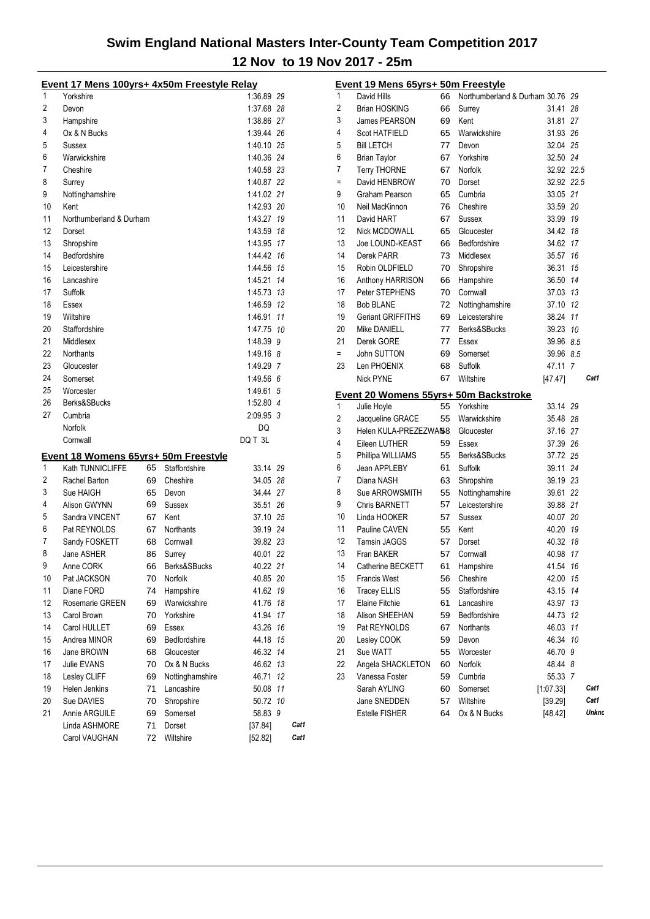# Swim England National Masters Inter-County Team Competition 2017

## 12 Nov to 19 Nov 2017 - 25m

### Event 17 Mens 100yrs+ 4x50m Freestyle Relay

| Place | Team | Time | Points |
|---|---|---|---|
| 1 | Yorkshire | 1:36.89 | 29 |
| 2 | Devon | 1:37.68 | 28 |
| 3 | Hampshire | 1:38.86 | 27 |
| 4 | Ox & N Bucks | 1:39.44 | 26 |
| 5 | Sussex | 1:40.10 | 25 |
| 6 | Warwickshire | 1:40.36 | 24 |
| 7 | Cheshire | 1:40.58 | 23 |
| 8 | Surrey | 1:40.87 | 22 |
| 9 | Nottinghamshire | 1:41.02 | 21 |
| 10 | Kent | 1:42.93 | 20 |
| 11 | Northumberland & Durham | 1:43.27 | 19 |
| 12 | Dorset | 1:43.59 | 18 |
| 13 | Shropshire | 1:43.95 | 17 |
| 14 | Bedfordshire | 1:44.42 | 16 |
| 15 | Leicestershire | 1:44.56 | 15 |
| 16 | Lancashire | 1:45.21 | 14 |
| 17 | Suffolk | 1:45.73 | 13 |
| 18 | Essex | 1:46.59 | 12 |
| 19 | Wiltshire | 1:46.91 | 11 |
| 20 | Staffordshire | 1:47.75 | 10 |
| 21 | Middlesex | 1:48.39 | 9 |
| 22 | Northants | 1:49.16 | 8 |
| 23 | Gloucester | 1:49.29 | 7 |
| 24 | Somerset | 1:49.56 | 6 |
| 25 | Worcester | 1:49.61 | 5 |
| 26 | Berks&SBucks | 1:52.80 | 4 |
| 27 | Cumbria | 2:09.95 | 3 |
| | Norfolk | DQ | |
| | Cornwall | DQ T 3L | |

### Event 18 Womens 65yrs+ 50m Freestyle

| Place | Name | Age | County | Time | Points | |
|---|---|---|---|---|---|---|
| 1 | Kath TUNNICLIFFE | 65 | Staffordshire | 33.14 | 29 | |
| 2 | Rachel Barton | 69 | Cheshire | 34.05 | 28 | |
| 3 | Sue HAIGH | 65 | Devon | 34.44 | 27 | |
| 4 | Alison GWYNN | 69 | Sussex | 35.51 | 26 | |
| 5 | Sandra VINCENT | 67 | Kent | 37.10 | 25 | |
| 6 | Pat REYNOLDS | 67 | Northants | 39.19 | 24 | |
| 7 | Sandy FOSKETT | 68 | Cornwall | 39.82 | 23 | |
| 8 | Jane ASHER | 86 | Surrey | 40.01 | 22 | |
| 9 | Anne CORK | 66 | Berks&SBucks | 40.22 | 21 | |
| 10 | Pat JACKSON | 70 | Norfolk | 40.85 | 20 | |
| 11 | Diane FORD | 74 | Hampshire | 41.62 | 19 | |
| 12 | Rosemarie GREEN | 69 | Warwickshire | 41.76 | 18 | |
| 13 | Carol Brown | 70 | Yorkshire | 41.94 | 17 | |
| 14 | Carol HULLET | 69 | Essex | 43.26 | 16 | |
| 15 | Andrea MINOR | 69 | Bedfordshire | 44.18 | 15 | |
| 16 | Jane BROWN | 68 | Gloucester | 46.32 | 14 | |
| 17 | Julie EVANS | 70 | Ox & N Bucks | 46.62 | 13 | |
| 18 | Lesley CLIFF | 69 | Nottinghamshire | 46.71 | 12 | |
| 19 | Helen Jenkins | 71 | Lancashire | 50.08 | 11 | |
| 20 | Sue DAVIES | 70 | Shropshire | 50.72 | 10 | |
| 21 | Annie ARGUILE | 69 | Somerset | 58.83 | 9 | |
| | Linda ASHMORE | 71 | Dorset | [37.84] | | Cat1 |
| | Carol VAUGHAN | 72 | Wiltshire | [52.82] | | Cat1 |

### Event 19 Mens 65yrs+ 50m Freestyle

| Place | Name | Age | County | Time | Points | |
|---|---|---|---|---|---|---|
| 1 | David Hills | 66 | Northumberland & Durham | 30.76 | 29 | |
| 2 | Brian HOSKING | 66 | Surrey | 31.41 | 28 | |
| 3 | James PEARSON | 69 | Kent | 31.81 | 27 | |
| 4 | Scot HATFIELD | 65 | Warwickshire | 31.93 | 26 | |
| 5 | Bill LETCH | 77 | Devon | 32.04 | 25 | |
| 6 | Brian Taylor | 67 | Yorkshire | 32.50 | 24 | |
| 7 | Terry THORNE | 67 | Norfolk | 32.92 | 22.5 | |
| = | David HENBROW | 70 | Dorset | 32.92 | 22.5 | |
| 9 | Graham Pearson | 65 | Cumbria | 33.05 | 21 | |
| 10 | Neil MacKinnon | 76 | Cheshire | 33.59 | 20 | |
| 11 | David HART | 67 | Sussex | 33.99 | 19 | |
| 12 | Nick MCDOWALL | 65 | Gloucester | 34.42 | 18 | |
| 13 | Joe LOUND-KEAST | 66 | Bedfordshire | 34.62 | 17 | |
| 14 | Derek PARR | 73 | Middlesex | 35.57 | 16 | |
| 15 | Robin OLDFIELD | 70 | Shropshire | 36.31 | 15 | |
| 16 | Anthony HARRISON | 66 | Hampshire | 36.50 | 14 | |
| 17 | Peter STEPHENS | 70 | Cornwall | 37.03 | 13 | |
| 18 | Bob BLANE | 72 | Nottinghamshire | 37.10 | 12 | |
| 19 | Geriant GRIFFITHS | 69 | Leicestershire | 38.24 | 11 | |
| 20 | Mike DANIELL | 77 | Berks&SBucks | 39.23 | 10 | |
| 21 | Derek GORE | 77 | Essex | 39.96 | 8.5 | |
| = | John SUTTON | 69 | Somerset | 39.96 | 8.5 | |
| 23 | Len PHOENIX | 68 | Suffolk | 47.11 | 7 | |
| | Nick PYNE | 67 | Wiltshire | [47.47] | | Cat1 |

### Event 20 Womens 55yrs+ 50m Backstroke

| Place | Name | Age | County | Time | Points | |
|---|---|---|---|---|---|---|
| 1 | Julie Hoyle | 55 | Yorkshire | 33.14 | 29 | |
| 2 | Jacqueline GRACE | 55 | Warwickshire | 35.48 | 28 | |
| 3 | Helen KULA-PREZEZWANSKI | 58 | Gloucester | 37.16 | 27 | |
| 4 | Eileen LUTHER | 59 | Essex | 37.39 | 26 | |
| 5 | Phillipa WILLIAMS | 55 | Berks&SBucks | 37.72 | 25 | |
| 6 | Jean APPLEBY | 61 | Suffolk | 39.11 | 24 | |
| 7 | Diana NASH | 63 | Shropshire | 39.19 | 23 | |
| 8 | Sue ARROWSMITH | 55 | Nottinghamshire | 39.61 | 22 | |
| 9 | Chris BARNETT | 57 | Leicestershire | 39.88 | 21 | |
| 10 | Linda HOOKER | 57 | Sussex | 40.07 | 20 | |
| 11 | Pauline CAVEN | 55 | Kent | 40.20 | 19 | |
| 12 | Tamsin JAGGS | 57 | Dorset | 40.32 | 18 | |
| 13 | Fran BAKER | 57 | Cornwall | 40.98 | 17 | |
| 14 | Catherine BECKETT | 61 | Hampshire | 41.54 | 16 | |
| 15 | Francis West | 56 | Cheshire | 42.00 | 15 | |
| 16 | Tracey ELLIS | 55 | Staffordshire | 43.15 | 14 | |
| 17 | Elaine Fitchie | 61 | Lancashire | 43.97 | 13 | |
| 18 | Alison SHEEHAN | 59 | Bedfordshire | 44.73 | 12 | |
| 19 | Pat REYNOLDS | 67 | Northants | 46.03 | 11 | |
| 20 | Lesley COOK | 59 | Devon | 46.34 | 10 | |
| 21 | Sue WATT | 55 | Worcester | 46.70 | 9 | |
| 22 | Angela SHACKLETON | 60 | Norfolk | 48.44 | 8 | |
| 23 | Vanessa Foster | 59 | Cumbria | 55.33 | 7 | |
| | Sarah AYLING | 60 | Somerset | [1:07.33] | | Cat1 |
| | Jane SNEDDEN | 57 | Wiltshire | [39.29] | | Cat1 |
| | Estelle FISHER | 64 | Ox & N Bucks | [48.42] | | Unknc |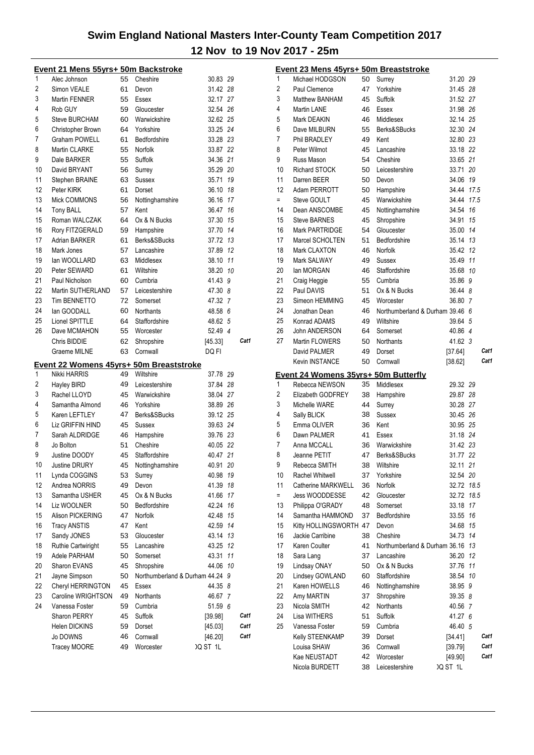# Swim England National Masters Inter-County Team Competition 2017

## 12 Nov to 19 Nov 2017 - 25m

### Event 21 Mens 55yrs+ 50m Backstroke

| Place | Name | Age | County | Time | Points | |
|---|---|---|---|---|---|---|
| 1 | Alec Johnson | 55 | Cheshire | 30.83 | 29 | |
| 2 | Simon VEALE | 61 | Devon | 31.42 | 28 | |
| 3 | Martin FENNER | 55 | Essex | 32.17 | 27 | |
| 4 | Rob GUY | 59 | Gloucester | 32.54 | 26 | |
| 5 | Steve BURCHAM | 60 | Warwickshire | 32.62 | 25 | |
| 6 | Christopher Brown | 64 | Yorkshire | 33.25 | 24 | |
| 7 | Graham POWELL | 61 | Bedfordshire | 33.28 | 23 | |
| 8 | Martin CLARKE | 55 | Norfolk | 33.87 | 22 | |
| 9 | Dale BARKER | 55 | Suffolk | 34.36 | 21 | |
| 10 | David BRYANT | 56 | Surrey | 35.29 | 20 | |
| 11 | Stephen BRAINE | 63 | Sussex | 35.71 | 19 | |
| 12 | Peter KIRK | 61 | Dorset | 36.10 | 18 | |
| 13 | Mick COMMONS | 56 | Nottinghamshire | 36.16 | 17 | |
| 14 | Tony BALL | 57 | Kent | 36.47 | 16 | |
| 15 | Roman WALCZAK | 64 | Ox & N Bucks | 37.30 | 15 | |
| 16 | Rory FITZGERALD | 59 | Hampshire | 37.70 | 14 | |
| 17 | Adrian BARKER | 61 | Berks&SBucks | 37.72 | 13 | |
| 18 | Mark Jones | 57 | Lancashire | 37.89 | 12 | |
| 19 | Ian WOOLLARD | 63 | Middlesex | 38.10 | 11 | |
| 20 | Peter SEWARD | 61 | Wiltshire | 38.20 | 10 | |
| 21 | Paul Nicholson | 60 | Cumbria | 41.43 | 9 | |
| 22 | Martin SUTHERLAND | 57 | Leicestershire | 47.30 | 8 | |
| 23 | Tim BENNETTO | 72 | Somerset | 47.32 | 7 | |
| 24 | Ian GOODALL | 60 | Northants | 48.58 | 6 | |
| 25 | Lionel SPITTLE | 64 | Staffordshire | 48.62 | 5 | |
| 26 | Dave MCMAHON | 55 | Worcester | 52.49 | 4 | |
| | Chris BIDDIE | 62 | Shropshire | [45.33] | | Cat1 |
| | Graeme MILNE | 63 | Cornwall | DQ FI | | |

### Event 22 Womens 45yrs+ 50m Breaststroke

| Place | Name | Age | County | Time | Points | |
|---|---|---|---|---|---|---|
| 1 | Nikki HARRIS | 49 | Wiltshire | 37.78 | 29 | |
| 2 | Hayley BIRD | 49 | Leicestershire | 37.84 | 28 | |
| 3 | Rachel LLOYD | 45 | Warwickshire | 38.04 | 27 | |
| 4 | Samantha Almond | 46 | Yorkshire | 38.89 | 26 | |
| 5 | Karen LEFTLEY | 47 | Berks&SBucks | 39.12 | 25 | |
| 6 | Liz GRIFFIN HIND | 45 | Sussex | 39.63 | 24 | |
| 7 | Sarah ALDRIDGE | 46 | Hampshire | 39.76 | 23 | |
| 8 | Jo Bolton | 51 | Cheshire | 40.05 | 22 | |
| 9 | Justine DOODY | 45 | Staffordshire | 40.47 | 21 | |
| 10 | Justine DRURY | 45 | Nottinghamshire | 40.91 | 20 | |
| 11 | Lynda COGGINS | 53 | Surrey | 40.98 | 19 | |
| 12 | Andrea NORRIS | 49 | Devon | 41.39 | 18 | |
| 13 | Samantha USHER | 45 | Ox & N Bucks | 41.66 | 17 | |
| 14 | Liz WOOLNER | 50 | Bedfordshire | 42.24 | 16 | |
| 15 | Alison PICKERING | 47 | Norfolk | 42.48 | 15 | |
| 16 | Tracy ANSTIS | 47 | Kent | 42.59 | 14 | |
| 17 | Sandy JONES | 53 | Gloucester | 43.14 | 13 | |
| 18 | Ruthie Cartwright | 55 | Lancashire | 43.25 | 12 | |
| 19 | Adele PARHAM | 50 | Somerset | 43.31 | 11 | |
| 20 | Sharon EVANS | 45 | Shropshire | 44.06 | 10 | |
| 21 | Jayne Simpson | 50 | Northumberland & Durham | 44.24 | 9 | |
| 22 | Cheryl HERRINGTON | 45 | Essex | 44.35 | 8 | |
| 23 | Caroline WRIGHTSON | 49 | Northants | 46.67 | 7 | |
| 24 | Vanessa Foster | 59 | Cumbria | 51.59 | 6 | |
| | Sharon PERRY | 45 | Suffolk | [39.98] | | Cat1 |
| | Helen DICKINS | 59 | Dorset | [45.03] | | Cat1 |
| | Jo DOWNS | 46 | Cornwall | [46.20] | | Cat1 |
| | Tracey MOORE | 49 | Worcester | DQ ST 1L | | |

### Event 23 Mens 45yrs+ 50m Breaststroke

| Place | Name | Age | County | Time | Points | |
|---|---|---|---|---|---|---|
| 1 | Michael HODGSON | 50 | Surrey | 31.20 | 29 | |
| 2 | Paul Clemence | 47 | Yorkshire | 31.45 | 28 | |
| 3 | Matthew BANHAM | 45 | Suffolk | 31.52 | 27 | |
| 4 | Martin LANE | 46 | Essex | 31.98 | 26 | |
| 5 | Mark DEAKIN | 46 | Middlesex | 32.14 | 25 | |
| 6 | Dave MILBURN | 55 | Berks&SBucks | 32.30 | 24 | |
| 7 | Phil BRADLEY | 49 | Kent | 32.80 | 23 | |
| 8 | Peter Wilmot | 45 | Lancashire | 33.18 | 22 | |
| 9 | Russ Mason | 54 | Cheshire | 33.65 | 21 | |
| 10 | Richard STOCK | 50 | Leicestershire | 33.71 | 20 | |
| 11 | Darren BEER | 50 | Devon | 34.06 | 19 | |
| 12 | Adam PERROTT | 50 | Hampshire | 34.44 | 17.5 | |
| = | Steve GOULT | 45 | Warwickshire | 34.44 | 17.5 | |
| 14 | Dean ANSCOMBE | 45 | Nottinghamshire | 34.54 | 16 | |
| 15 | Steve BARNES | 45 | Shropshire | 34.91 | 15 | |
| 16 | Mark PARTRIDGE | 54 | Gloucester | 35.00 | 14 | |
| 17 | Marcel SCHOLTEN | 51 | Bedfordshire | 35.14 | 13 | |
| 18 | Mark CLAXTON | 46 | Norfolk | 35.42 | 12 | |
| 19 | Mark SALWAY | 49 | Sussex | 35.49 | 11 | |
| 20 | Ian MORGAN | 46 | Staffordshire | 35.68 | 10 | |
| 21 | Craig Heggie | 55 | Cumbria | 35.86 | 9 | |
| 22 | Paul DAVIS | 51 | Ox & N Bucks | 36.44 | 8 | |
| 23 | Simeon HEMMING | 45 | Worcester | 36.80 | 7 | |
| 24 | Jonathan Dean | 46 | Northumberland & Durham | 39.46 | 6 | |
| 25 | Konrad ADAMS | 49 | Wiltshire | 39.64 | 5 | |
| 26 | John ANDERSON | 64 | Somerset | 40.86 | 4 | |
| 27 | Martin FLOWERS | 50 | Northants | 41.62 | 3 | |
| | David PALMER | 49 | Dorset | [37.64] | | Cat1 |
| | Kevin INSTANCE | 50 | Cornwall | [38.62] | | Cat1 |

### Event 24 Womens 35yrs+ 50m Butterfly

| Place | Name | Age | County | Time | Points | |
|---|---|---|---|---|---|---|
| 1 | Rebecca NEWSON | 35 | Middlesex | 29.32 | 29 | |
| 2 | Elizabeth GODFREY | 38 | Hampshire | 29.87 | 28 | |
| 3 | Michelle WARE | 44 | Surrey | 30.28 | 27 | |
| 4 | Sally BLICK | 38 | Sussex | 30.45 | 26 | |
| 5 | Emma OLIVER | 36 | Kent | 30.95 | 25 | |
| 6 | Dawn PALMER | 41 | Essex | 31.18 | 24 | |
| 7 | Anna MCCALL | 36 | Warwickshire | 31.42 | 23 | |
| 8 | Jeanne PETIT | 47 | Berks&SBucks | 31.77 | 22 | |
| 9 | Rebecca SMITH | 38 | Wiltshire | 32.11 | 21 | |
| 10 | Rachel Whitwell | 37 | Yorkshire | 32.54 | 20 | |
| 11 | Catherine MARKWELL | 36 | Norfolk | 32.72 | 18.5 | |
| = | Jess WOODDESSE | 42 | Gloucester | 32.72 | 18.5 | |
| 13 | Philippa O'GRADY | 48 | Somerset | 33.18 | 17 | |
| 14 | Samantha HAMMOND | 37 | Bedfordshire | 33.55 | 16 | |
| 15 | Kitty HOLLINGSWORTH | 47 | Devon | 34.68 | 15 | |
| 16 | Jackie Carribine | 38 | Cheshire | 34.73 | 14 | |
| 17 | Karen Coulter | 41 | Northumberland & Durham | 36.16 | 13 | |
| 18 | Sara Lang | 37 | Lancashire | 36.20 | 12 | |
| 19 | Lindsay ONAY | 50 | Ox & N Bucks | 37.76 | 11 | |
| 20 | Lindsey GOWLAND | 60 | Staffordshire | 38.54 | 10 | |
| 21 | Karen HOWELLS | 46 | Nottinghamshire | 38.95 | 9 | |
| 22 | Amy MARTIN | 37 | Shropshire | 39.35 | 8 | |
| 23 | Nicola SMITH | 42 | Northants | 40.56 | 7 | |
| 24 | Lisa WITHERS | 51 | Suffolk | 41.27 | 6 | |
| 25 | Vanessa Foster | 59 | Cumbria | 46.40 | 5 | |
| | Kelly STEENKAMP | 39 | Dorset | [34.41] | | Cat1 |
| | Louisa SHAW | 36 | Cornwall | [39.79] | | Cat1 |
| | Kae NEUSTADT | 42 | Worcester | [49.90] | | Cat1 |
| | Nicola BURDETT | 38 | Leicestershire | DQ ST 1L | | |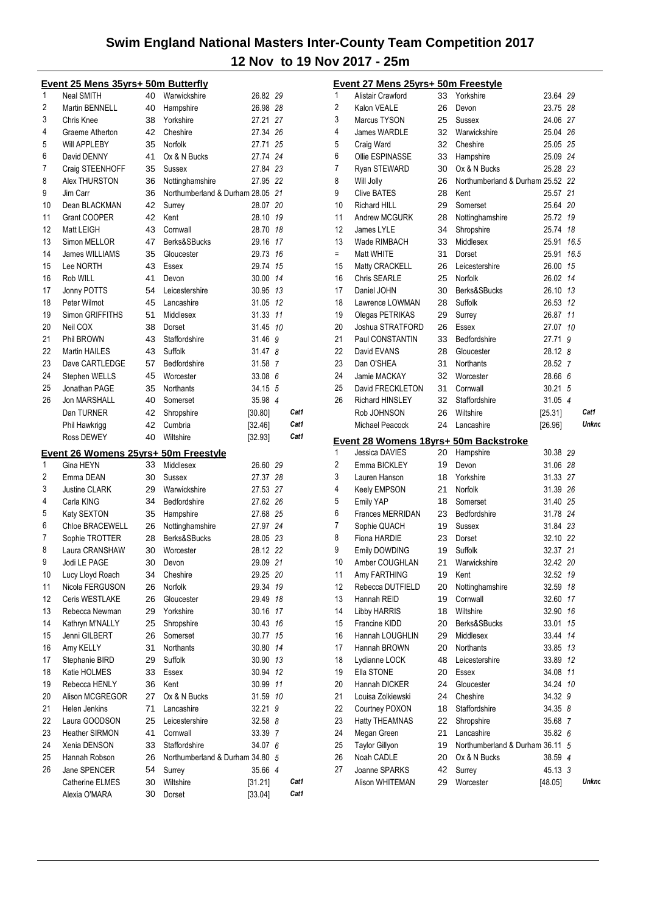# Swim England National Masters Inter-County Team Competition 2017

## 12 Nov to 19 Nov 2017 - 25m

### Event 25 Mens 35yrs+ 50m Butterfly

| Pos | Name | Age | County | Time | Points | |
|---|---|---|---|---|---|---|
| 1 | Neal SMITH | 40 | Warwickshire | 26.82 | 29 | |
| 2 | Martin BENNELL | 40 | Hampshire | 26.98 | 28 | |
| 3 | Chris Knee | 38 | Yorkshire | 27.21 | 27 | |
| 4 | Graeme Atherton | 42 | Cheshire | 27.34 | 26 | |
| 5 | Will APPLEBY | 35 | Norfolk | 27.71 | 25 | |
| 6 | David DENNY | 41 | Ox & N Bucks | 27.74 | 24 | |
| 7 | Craig STEENHOFF | 35 | Sussex | 27.84 | 23 | |
| 8 | Alex THURSTON | 36 | Nottinghamshire | 27.95 | 22 | |
| 9 | Jim Carr | 36 | Northumberland & Durham | 28.05 | 21 | |
| 10 | Dean BLACKMAN | 42 | Surrey | 28.07 | 20 | |
| 11 | Grant COOPER | 42 | Kent | 28.10 | 19 | |
| 12 | Matt LEIGH | 43 | Cornwall | 28.70 | 18 | |
| 13 | Simon MELLOR | 47 | Berks&SBucks | 29.16 | 17 | |
| 14 | James WILLIAMS | 35 | Gloucester | 29.73 | 16 | |
| 15 | Lee NORTH | 43 | Essex | 29.74 | 15 | |
| 16 | Rob WILL | 41 | Devon | 30.00 | 14 | |
| 17 | Jonny POTTS | 54 | Leicestershire | 30.95 | 13 | |
| 18 | Peter Wilmot | 45 | Lancashire | 31.05 | 12 | |
| 19 | Simon GRIFFITHS | 51 | Middlesex | 31.33 | 11 | |
| 20 | Neil COX | 38 | Dorset | 31.45 | 10 | |
| 21 | Phil BROWN | 43 | Staffordshire | 31.46 | 9 | |
| 22 | Martin HAILES | 43 | Suffolk | 31.47 | 8 | |
| 23 | Dave CARTLEDGE | 57 | Bedfordshire | 31.58 | 7 | |
| 24 | Stephen WELLS | 45 | Worcester | 33.08 | 6 | |
| 25 | Jonathan PAGE | 35 | Northants | 34.15 | 5 | |
| 26 | Jon MARSHALL | 40 | Somerset | 35.98 | 4 | |
| | Dan TURNER | 42 | Shropshire | [30.80] | | Cat1 |
| | Phil Hawkrigg | 42 | Cumbria | [32.46] | | Cat1 |
| | Ross DEWEY | 40 | Wiltshire | [32.93] | | Cat1 |

### Event 26 Womens 25yrs+ 50m Freestyle

| Pos | Name | Age | County | Time | Points | |
|---|---|---|---|---|---|---|
| 1 | Gina HEYN | 33 | Middlesex | 26.60 | 29 | |
| 2 | Emma DEAN | 30 | Sussex | 27.37 | 28 | |
| 3 | Justine CLARK | 29 | Warwickshire | 27.53 | 27 | |
| 4 | Carla KING | 34 | Bedfordshire | 27.62 | 26 | |
| 5 | Katy SEXTON | 35 | Hampshire | 27.68 | 25 | |
| 6 | Chloe BRACEWELL | 26 | Nottinghamshire | 27.97 | 24 | |
| 7 | Sophie TROTTER | 28 | Berks&SBucks | 28.05 | 23 | |
| 8 | Laura CRANSHAW | 30 | Worcester | 28.12 | 22 | |
| 9 | Jodi LE PAGE | 30 | Devon | 29.09 | 21 | |
| 10 | Lucy Lloyd Roach | 34 | Cheshire | 29.25 | 20 | |
| 11 | Nicola FERGUSON | 26 | Norfolk | 29.34 | 19 | |
| 12 | Ceris WESTLAKE | 26 | Gloucester | 29.49 | 18 | |
| 13 | Rebecca Newman | 29 | Yorkshire | 30.16 | 17 | |
| 14 | Kathryn M'NALLY | 25 | Shropshire | 30.43 | 16 | |
| 15 | Jenni GILBERT | 26 | Somerset | 30.77 | 15 | |
| 16 | Amy KELLY | 31 | Northants | 30.80 | 14 | |
| 17 | Stephanie BIRD | 29 | Suffolk | 30.90 | 13 | |
| 18 | Katie HOLMES | 33 | Essex | 30.94 | 12 | |
| 19 | Rebecca HENLY | 36 | Kent | 30.99 | 11 | |
| 20 | Alison MCGREGOR | 27 | Ox & N Bucks | 31.59 | 10 | |
| 21 | Helen Jenkins | 71 | Lancashire | 32.21 | 9 | |
| 22 | Laura GOODSON | 25 | Leicestershire | 32.58 | 8 | |
| 23 | Heather SIRMON | 41 | Cornwall | 33.39 | 7 | |
| 24 | Xenia DENSON | 33 | Staffordshire | 34.07 | 6 | |
| 25 | Hannah Robson | 26 | Northumberland & Durham | 34.80 | 5 | |
| 26 | Jane SPENCER | 54 | Surrey | 35.66 | 4 | |
| | Catherine ELMES | 30 | Wiltshire | [31.21] | | Cat1 |
| | Alexia O'MARA | 30 | Dorset | [33.04] | | Cat1 |

### Event 27 Mens 25yrs+ 50m Freestyle

| Pos | Name | Age | County | Time | Points | |
|---|---|---|---|---|---|---|
| 1 | Alistair Crawford | 33 | Yorkshire | 23.64 | 29 | |
| 2 | Kalon VEALE | 26 | Devon | 23.75 | 28 | |
| 3 | Marcus TYSON | 25 | Sussex | 24.06 | 27 | |
| 4 | James WARDLE | 32 | Warwickshire | 25.04 | 26 | |
| 5 | Craig Ward | 32 | Cheshire | 25.05 | 25 | |
| 6 | Ollie ESPINASSE | 33 | Hampshire | 25.09 | 24 | |
| 7 | Ryan STEWARD | 30 | Ox & N Bucks | 25.28 | 23 | |
| 8 | Will Jolly | 26 | Northumberland & Durham | 25.52 | 22 | |
| 9 | Clive BATES | 28 | Kent | 25.57 | 21 | |
| 10 | Richard HILL | 29 | Somerset | 25.64 | 20 | |
| 11 | Andrew MCGURK | 28 | Nottinghamshire | 25.72 | 19 | |
| 12 | James LYLE | 34 | Shropshire | 25.74 | 18 | |
| 13 | Wade RIMBACH | 33 | Middlesex | 25.91 | 16.5 | |
| = | Matt WHITE | 31 | Dorset | 25.91 | 16.5 | |
| 15 | Matty CRACKELL | 26 | Leicestershire | 26.00 | 15 | |
| 16 | Chris SEARLE | 25 | Norfolk | 26.02 | 14 | |
| 17 | Daniel JOHN | 30 | Berks&SBucks | 26.10 | 13 | |
| 18 | Lawrence LOWMAN | 28 | Suffolk | 26.53 | 12 | |
| 19 | Olegas PETRIKAS | 29 | Surrey | 26.87 | 11 | |
| 20 | Joshua STRATFORD | 26 | Essex | 27.07 | 10 | |
| 21 | Paul CONSTANTIN | 33 | Bedfordshire | 27.71 | 9 | |
| 22 | David EVANS | 28 | Gloucester | 28.12 | 8 | |
| 23 | Dan O'SHEA | 31 | Northants | 28.52 | 7 | |
| 24 | Jamie MACKAY | 32 | Worcester | 28.66 | 6 | |
| 25 | David FRECKLETON | 31 | Cornwall | 30.21 | 5 | |
| 26 | Richard HINSLEY | 32 | Staffordshire | 31.05 | 4 | |
| | Rob JOHNSON | 26 | Wiltshire | [25.31] | | Cat1 |
| | Michael Peacock | 24 | Lancashire | [26.96] | | Unkno |

### Event 28 Womens 18yrs+ 50m Backstroke

| Pos | Name | Age | County | Time | Points | |
|---|---|---|---|---|---|---|
| 1 | Jessica DAVIES | 20 | Hampshire | 30.38 | 29 | |
| 2 | Emma BICKLEY | 19 | Devon | 31.06 | 28 | |
| 3 | Lauren Hanson | 18 | Yorkshire | 31.33 | 27 | |
| 4 | Keely EMPSON | 21 | Norfolk | 31.39 | 26 | |
| 5 | Emily YAP | 18 | Somerset | 31.40 | 25 | |
| 6 | Frances MERRIDAN | 23 | Bedfordshire | 31.78 | 24 | |
| 7 | Sophie QUACH | 19 | Sussex | 31.84 | 23 | |
| 8 | Fiona HARDIE | 23 | Dorset | 32.10 | 22 | |
| 9 | Emily DOWDING | 19 | Suffolk | 32.37 | 21 | |
| 10 | Amber COUGHLAN | 21 | Warwickshire | 32.42 | 20 | |
| 11 | Amy FARTHING | 19 | Kent | 32.52 | 19 | |
| 12 | Rebecca DUTFIELD | 20 | Nottinghamshire | 32.59 | 18 | |
| 13 | Hannah REID | 19 | Cornwall | 32.60 | 17 | |
| 14 | Libby HARRIS | 18 | Wiltshire | 32.90 | 16 | |
| 15 | Francine KIDD | 20 | Berks&SBucks | 33.01 | 15 | |
| 16 | Hannah LOUGHLIN | 29 | Middlesex | 33.44 | 14 | |
| 17 | Hannah BROWN | 20 | Northants | 33.85 | 13 | |
| 18 | Lydianne LOCK | 48 | Leicestershire | 33.89 | 12 | |
| 19 | Ella STONE | 20 | Essex | 34.08 | 11 | |
| 20 | Hannah DICKER | 24 | Gloucester | 34.24 | 10 | |
| 21 | Louisa Zolkiewski | 24 | Cheshire | 34.32 | 9 | |
| 22 | Courtney POXON | 18 | Staffordshire | 34.35 | 8 | |
| 23 | Hatty THEAMNAS | 22 | Shropshire | 35.68 | 7 | |
| 24 | Megan Green | 21 | Lancashire | 35.82 | 6 | |
| 25 | Taylor Gillyon | 19 | Northumberland & Durham | 36.11 | 5 | |
| 26 | Noah CADLE | 20 | Ox & N Bucks | 38.59 | 4 | |
| 27 | Joanne SPARKS | 42 | Surrey | 45.13 | 3 | |
| | Alison WHITEMAN | 29 | Worcester | [48.05] | | Unkno |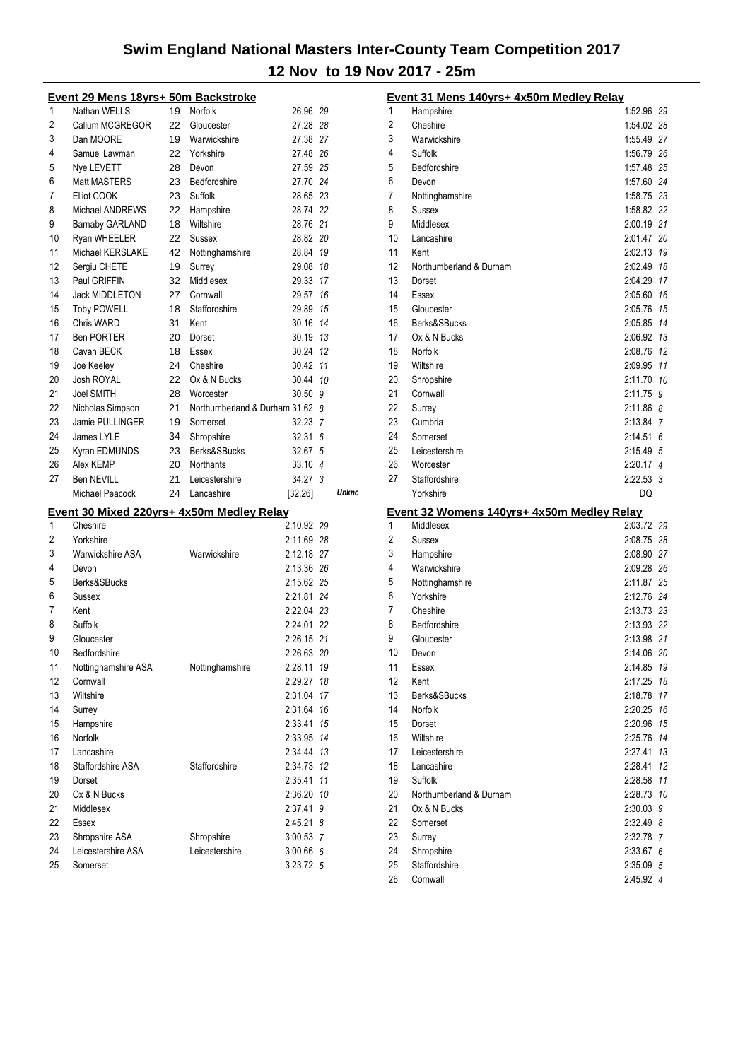# Swim England National Masters Inter-County Team Competition 2017

## 12 Nov to 19 Nov 2017 - 25m

### Event 29 Mens 18yrs+ 50m Backstroke

| Place | Name | Age | County | Time | Points | |
|---|---|---|---|---|---|---|
| 1 | Nathan WELLS | 19 | Norfolk | 26.96 | 29 | |
| 2 | Callum MCGREGOR | 22 | Gloucester | 27.28 | 28 | |
| 3 | Dan MOORE | 19 | Warwickshire | 27.38 | 27 | |
| 4 | Samuel Lawman | 22 | Yorkshire | 27.48 | 26 | |
| 5 | Nye LEVETT | 28 | Devon | 27.59 | 25 | |
| 6 | Matt MASTERS | 23 | Bedfordshire | 27.70 | 24 | |
| 7 | Elliot COOK | 23 | Suffolk | 28.65 | 23 | |
| 8 | Michael ANDREWS | 22 | Hampshire | 28.74 | 22 | |
| 9 | Barnaby GARLAND | 18 | Wiltshire | 28.76 | 21 | |
| 10 | Ryan WHEELER | 22 | Sussex | 28.82 | 20 | |
| 11 | Michael KERSLAKE | 42 | Nottinghamshire | 28.84 | 19 | |
| 12 | Sergiu CHETE | 19 | Surrey | 29.08 | 18 | |
| 13 | Paul GRIFFIN | 32 | Middlesex | 29.33 | 17 | |
| 14 | Jack MIDDLETON | 27 | Cornwall | 29.57 | 16 | |
| 15 | Toby POWELL | 18 | Staffordshire | 29.89 | 15 | |
| 16 | Chris WARD | 31 | Kent | 30.16 | 14 | |
| 17 | Ben PORTER | 20 | Dorset | 30.19 | 13 | |
| 18 | Cavan BECK | 18 | Essex | 30.24 | 12 | |
| 19 | Joe Keeley | 24 | Cheshire | 30.42 | 11 | |
| 20 | Josh ROYAL | 22 | Ox & N Bucks | 30.44 | 10 | |
| 21 | Joel SMITH | 28 | Worcester | 30.50 | 9 | |
| 22 | Nicholas Simpson | 21 | Northumberland & Durham | 31.62 | 8 | |
| 23 | Jamie PULLINGER | 19 | Somerset | 32.23 | 7 | |
| 24 | James LYLE | 34 | Shropshire | 32.31 | 6 | |
| 25 | Kyran EDMUNDS | 23 | Berks&SBucks | 32.67 | 5 | |
| 26 | Alex KEMP | 20 | Northants | 33.10 | 4 | |
| 27 | Ben NEVILL | 21 | Leicestershire | 34.27 | 3 | |
| | Michael Peacock | 24 | Lancashire | [32.26] | | Unknc |

### Event 30 Mixed 220yrs+ 4x50m Medley Relay

| Place | Team | County | Time | Points |
|---|---|---|---|---|
| 1 | Cheshire | | 2:10.92 | 29 |
| 2 | Yorkshire | | 2:11.69 | 28 |
| 3 | Warwickshire ASA | Warwickshire | 2:12.18 | 27 |
| 4 | Devon | | 2:13.36 | 26 |
| 5 | Berks&SBucks | | 2:15.62 | 25 |
| 6 | Sussex | | 2:21.81 | 24 |
| 7 | Kent | | 2:22.04 | 23 |
| 8 | Suffolk | | 2:24.01 | 22 |
| 9 | Gloucester | | 2:26.15 | 21 |
| 10 | Bedfordshire | | 2:26.63 | 20 |
| 11 | Nottinghamshire ASA | Nottinghamshire | 2:28.11 | 19 |
| 12 | Cornwall | | 2:29.27 | 18 |
| 13 | Wiltshire | | 2:31.04 | 17 |
| 14 | Surrey | | 2:31.64 | 16 |
| 15 | Hampshire | | 2:33.41 | 15 |
| 16 | Norfolk | | 2:33.95 | 14 |
| 17 | Lancashire | | 2:34.44 | 13 |
| 18 | Staffordshire ASA | Staffordshire | 2:34.73 | 12 |
| 19 | Dorset | | 2:35.41 | 11 |
| 20 | Ox & N Bucks | | 2:36.20 | 10 |
| 21 | Middlesex | | 2:37.41 | 9 |
| 22 | Essex | | 2:45.21 | 8 |
| 23 | Shropshire ASA | Shropshire | 3:00.53 | 7 |
| 24 | Leicestershire ASA | Leicestershire | 3:00.66 | 6 |
| 25 | Somerset | | 3:23.72 | 5 |

### Event 31 Mens 140yrs+ 4x50m Medley Relay

| Place | Team | Time | Points |
|---|---|---|---|
| 1 | Hampshire | 1:52.96 | 29 |
| 2 | Cheshire | 1:54.02 | 28 |
| 3 | Warwickshire | 1:55.49 | 27 |
| 4 | Suffolk | 1:56.79 | 26 |
| 5 | Bedfordshire | 1:57.48 | 25 |
| 6 | Devon | 1:57.60 | 24 |
| 7 | Nottinghamshire | 1:58.75 | 23 |
| 8 | Sussex | 1:58.82 | 22 |
| 9 | Middlesex | 2:00.19 | 21 |
| 10 | Lancashire | 2:01.47 | 20 |
| 11 | Kent | 2:02.13 | 19 |
| 12 | Northumberland & Durham | 2:02.49 | 18 |
| 13 | Dorset | 2:04.29 | 17 |
| 14 | Essex | 2:05.60 | 16 |
| 15 | Gloucester | 2:05.76 | 15 |
| 16 | Berks&SBucks | 2:05.85 | 14 |
| 17 | Ox & N Bucks | 2:06.92 | 13 |
| 18 | Norfolk | 2:08.76 | 12 |
| 19 | Wiltshire | 2:09.95 | 11 |
| 20 | Shropshire | 2:11.70 | 10 |
| 21 | Cornwall | 2:11.75 | 9 |
| 22 | Surrey | 2:11.86 | 8 |
| 23 | Cumbria | 2:13.84 | 7 |
| 24 | Somerset | 2:14.51 | 6 |
| 25 | Leicestershire | 2:15.49 | 5 |
| 26 | Worcester | 2:20.17 | 4 |
| 27 | Staffordshire | 2:22.53 | 3 |
| | Yorkshire | DQ | |

### Event 32 Womens 140yrs+ 4x50m Medley Relay

| Place | Team | Time | Points |
|---|---|---|---|
| 1 | Middlesex | 2:03.72 | 29 |
| 2 | Sussex | 2:08.75 | 28 |
| 3 | Hampshire | 2:08.90 | 27 |
| 4 | Warwickshire | 2:09.28 | 26 |
| 5 | Nottinghamshire | 2:11.87 | 25 |
| 6 | Yorkshire | 2:12.76 | 24 |
| 7 | Cheshire | 2:13.73 | 23 |
| 8 | Bedfordshire | 2:13.93 | 22 |
| 9 | Gloucester | 2:13.98 | 21 |
| 10 | Devon | 2:14.06 | 20 |
| 11 | Essex | 2:14.85 | 19 |
| 12 | Kent | 2:17.25 | 18 |
| 13 | Berks&SBucks | 2:18.78 | 17 |
| 14 | Norfolk | 2:20.25 | 16 |
| 15 | Dorset | 2:20.96 | 15 |
| 16 | Wiltshire | 2:25.76 | 14 |
| 17 | Leicestershire | 2:27.41 | 13 |
| 18 | Lancashire | 2:28.41 | 12 |
| 19 | Suffolk | 2:28.58 | 11 |
| 20 | Northumberland & Durham | 2:28.73 | 10 |
| 21 | Ox & N Bucks | 2:30.03 | 9 |
| 22 | Somerset | 2:32.49 | 8 |
| 23 | Surrey | 2:32.78 | 7 |
| 24 | Shropshire | 2:33.67 | 6 |
| 25 | Staffordshire | 2:35.09 | 5 |
| 26 | Cornwall | 2:45.92 | 4 |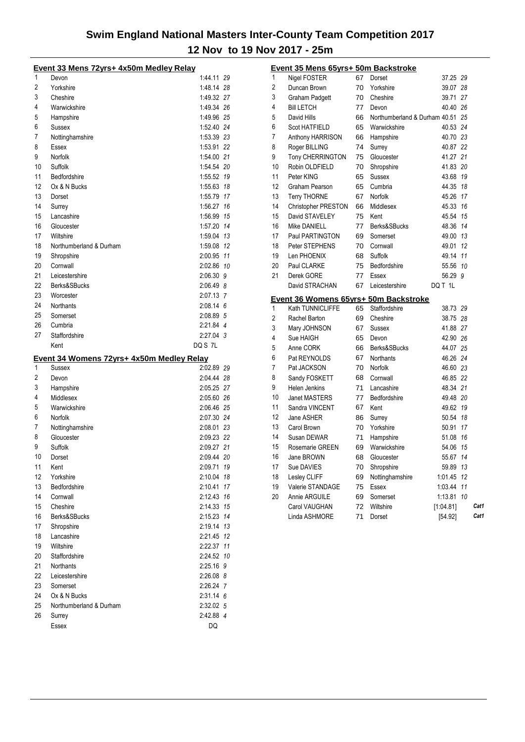# Swim England National Masters Inter-County Team Competition 2017

## 12 Nov to 19 Nov 2017 - 25m

### Event 33 Mens 72yrs+ 4x50m Medley Relay

| Place | Team | Time | Points |
|---|---|---|---|
| 1 | Devon | 1:44.11 | 29 |
| 2 | Yorkshire | 1:48.14 | 28 |
| 3 | Cheshire | 1:49.32 | 27 |
| 4 | Warwickshire | 1:49.34 | 26 |
| 5 | Hampshire | 1:49.96 | 25 |
| 6 | Sussex | 1:52.40 | 24 |
| 7 | Nottinghamshire | 1:53.39 | 23 |
| 8 | Essex | 1:53.91 | 22 |
| 9 | Norfolk | 1:54.00 | 21 |
| 10 | Suffolk | 1:54.54 | 20 |
| 11 | Bedfordshire | 1:55.52 | 19 |
| 12 | Ox & N Bucks | 1:55.63 | 18 |
| 13 | Dorset | 1:55.79 | 17 |
| 14 | Surrey | 1:56.27 | 16 |
| 15 | Lancashire | 1:56.99 | 15 |
| 16 | Gloucester | 1:57.20 | 14 |
| 17 | Wiltshire | 1:59.04 | 13 |
| 18 | Northumberland & Durham | 1:59.08 | 12 |
| 19 | Shropshire | 2:00.95 | 11 |
| 20 | Cornwall | 2:02.86 | 10 |
| 21 | Leicestershire | 2:06.30 | 9 |
| 22 | Berks&SBucks | 2:06.49 | 8 |
| 23 | Worcester | 2:07.13 | 7 |
| 24 | Northants | 2:08.14 | 6 |
| 25 | Somerset | 2:08.89 | 5 |
| 26 | Cumbria | 2:21.84 | 4 |
| 27 | Staffordshire | 2:27.04 | 3 |
| | Kent | DQ S 7L | |

### Event 34 Womens 72yrs+ 4x50m Medley Relay

| Place | Team | Time | Points |
|---|---|---|---|
| 1 | Sussex | 2:02.89 | 29 |
| 2 | Devon | 2:04.44 | 28 |
| 3 | Hampshire | 2:05.25 | 27 |
| 4 | Middlesex | 2:05.60 | 26 |
| 5 | Warwickshire | 2:06.46 | 25 |
| 6 | Norfolk | 2:07.30 | 24 |
| 7 | Nottinghamshire | 2:08.01 | 23 |
| 8 | Gloucester | 2:09.23 | 22 |
| 9 | Suffolk | 2:09.27 | 21 |
| 10 | Dorset | 2:09.44 | 20 |
| 11 | Kent | 2:09.71 | 19 |
| 12 | Yorkshire | 2:10.04 | 18 |
| 13 | Bedfordshire | 2:10.41 | 17 |
| 14 | Cornwall | 2:12.43 | 16 |
| 15 | Cheshire | 2:14.33 | 15 |
| 16 | Berks&SBucks | 2:15.23 | 14 |
| 17 | Shropshire | 2:19.14 | 13 |
| 18 | Lancashire | 2:21.45 | 12 |
| 19 | Wiltshire | 2:22.37 | 11 |
| 20 | Staffordshire | 2:24.52 | 10 |
| 21 | Northants | 2:25.16 | 9 |
| 22 | Leicestershire | 2:26.08 | 8 |
| 23 | Somerset | 2:26.24 | 7 |
| 24 | Ox & N Bucks | 2:31.14 | 6 |
| 25 | Northumberland & Durham | 2:32.02 | 5 |
| 26 | Surrey | 2:42.88 | 4 |
| | Essex | DQ | |

### Event 35 Mens 65yrs+ 50m Backstroke

| Place | Name | Age | Team | Time | Points | |
|---|---|---|---|---|---|---|
| 1 | Nigel FOSTER | 67 | Dorset | 37.25 | 29 | |
| 2 | Duncan Brown | 70 | Yorkshire | 39.07 | 28 | |
| 3 | Graham Padgett | 70 | Cheshire | 39.71 | 27 | |
| 4 | Bill LETCH | 77 | Devon | 40.40 | 26 | |
| 5 | David Hills | 66 | Northumberland & Durham | 40.51 | 25 | |
| 6 | Scot HATFIELD | 65 | Warwickshire | 40.53 | 24 | |
| 7 | Anthony HARRISON | 66 | Hampshire | 40.70 | 23 | |
| 8 | Roger BILLING | 74 | Surrey | 40.87 | 22 | |
| 9 | Tony CHERRINGTON | 75 | Gloucester | 41.27 | 21 | |
| 10 | Robin OLDFIELD | 70 | Shropshire | 41.83 | 20 | |
| 11 | Peter KING | 65 | Sussex | 43.68 | 19 | |
| 12 | Graham Pearson | 65 | Cumbria | 44.35 | 18 | |
| 13 | Terry THORNE | 67 | Norfolk | 45.26 | 17 | |
| 14 | Christopher PRESTON | 66 | Middlesex | 45.33 | 16 | |
| 15 | David STAVELEY | 75 | Kent | 45.54 | 15 | |
| 16 | Mike DANIELL | 77 | Berks&SBucks | 48.36 | 14 | |
| 17 | Paul PARTINGTON | 69 | Somerset | 49.00 | 13 | |
| 18 | Peter STEPHENS | 70 | Cornwall | 49.01 | 12 | |
| 19 | Len PHOENIX | 68 | Suffolk | 49.14 | 11 | |
| 20 | Paul CLARKE | 75 | Bedfordshire | 55.56 | 10 | |
| 21 | Derek GORE | 77 | Essex | 56.29 | 9 | |
| | David STRACHAN | 67 | Leicestershire | DQ T 1L | | |

### Event 36 Womens 65yrs+ 50m Backstroke

| Place | Name | Age | Team | Time | Points | |
|---|---|---|---|---|---|---|
| 1 | Kath TUNNICLIFFE | 65 | Staffordshire | 38.73 | 29 | |
| 2 | Rachel Barton | 69 | Cheshire | 38.75 | 28 | |
| 3 | Mary JOHNSON | 67 | Sussex | 41.88 | 27 | |
| 4 | Sue HAIGH | 65 | Devon | 42.90 | 26 | |
| 5 | Anne CORK | 66 | Berks&SBucks | 44.07 | 25 | |
| 6 | Pat REYNOLDS | 67 | Northants | 46.26 | 24 | |
| 7 | Pat JACKSON | 70 | Norfolk | 46.60 | 23 | |
| 8 | Sandy FOSKETT | 68 | Cornwall | 46.85 | 22 | |
| 9 | Helen Jenkins | 71 | Lancashire | 48.34 | 21 | |
| 10 | Janet MASTERS | 77 | Bedfordshire | 49.48 | 20 | |
| 11 | Sandra VINCENT | 67 | Kent | 49.62 | 19 | |
| 12 | Jane ASHER | 86 | Surrey | 50.54 | 18 | |
| 13 | Carol Brown | 70 | Yorkshire | 50.91 | 17 | |
| 14 | Susan DEWAR | 71 | Hampshire | 51.08 | 16 | |
| 15 | Rosemarie GREEN | 69 | Warwickshire | 54.06 | 15 | |
| 16 | Jane BROWN | 68 | Gloucester | 55.67 | 14 | |
| 17 | Sue DAVIES | 70 | Shropshire | 59.89 | 13 | |
| 18 | Lesley CLIFF | 69 | Nottinghamshire | 1:01.45 | 12 | |
| 19 | Valerie STANDAGE | 75 | Essex | 1:03.44 | 11 | |
| 20 | Annie ARGUILE | 69 | Somerset | 1:13.81 | 10 | |
| | Carol VAUGHAN | 72 | Wiltshire | [1:04.81] | | Cat1 |
| | Linda ASHMORE | 71 | Dorset | [54.92] | | Cat1 |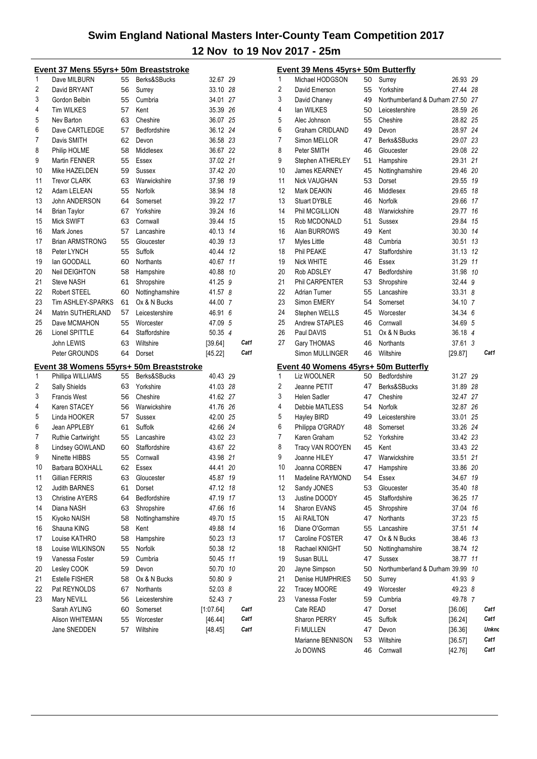# Swim England National Masters Inter-County Team Competition 2017

## 12 Nov to 19 Nov 2017 - 25m

### Event 37 Mens 55yrs+ 50m Breaststroke

| Pos | Name | Age | County | Time | Pts | |
|---|---|---|---|---|---|---|
| 1 | Dave MILBURN | 55 | Berks&SBucks | 32.67 | 29 | |
| 2 | David BRYANT | 56 | Surrey | 33.10 | 28 | |
| 3 | Gordon Belbin | 55 | Cumbria | 34.01 | 27 | |
| 4 | Tim WILKES | 57 | Kent | 35.39 | 26 | |
| 5 | Nev Barton | 63 | Cheshire | 36.07 | 25 | |
| 6 | Dave CARTLEDGE | 57 | Bedfordshire | 36.12 | 24 | |
| 7 | Davis SMITH | 62 | Devon | 36.58 | 23 | |
| 8 | Philip HOLME | 58 | Middlesex | 36.67 | 22 | |
| 9 | Martin FENNER | 55 | Essex | 37.02 | 21 | |
| 10 | Mike HAZELDEN | 59 | Sussex | 37.42 | 20 | |
| 11 | Trevor CLARK | 63 | Warwickshire | 37.98 | 19 | |
| 12 | Adam LELEAN | 55 | Norfolk | 38.94 | 18 | |
| 13 | John ANDERSON | 64 | Somerset | 39.22 | 17 | |
| 14 | Brian Taylor | 67 | Yorkshire | 39.24 | 16 | |
| 15 | Mick SWIFT | 63 | Cornwall | 39.44 | 15 | |
| 16 | Mark Jones | 57 | Lancashire | 40.13 | 14 | |
| 17 | Brian ARMSTRONG | 55 | Gloucester | 40.39 | 13 | |
| 18 | Peter LYNCH | 55 | Suffolk | 40.44 | 12 | |
| 19 | Ian GOODALL | 60 | Northants | 40.67 | 11 | |
| 20 | Neil DEIGHTON | 58 | Hampshire | 40.88 | 10 | |
| 21 | Steve NASH | 61 | Shropshire | 41.25 | 9 | |
| 22 | Robert STEEL | 60 | Nottinghamshire | 41.57 | 8 | |
| 23 | Tim ASHLEY-SPARKS | 61 | Ox & N Bucks | 44.00 | 7 | |
| 24 | Matrin SUTHERLAND | 57 | Leicestershire | 46.91 | 6 | |
| 25 | Dave MCMAHON | 55 | Worcester | 47.09 | 5 | |
| 26 | Lionel SPITTLE | 64 | Staffordshire | 50.35 | 4 | |
| | John LEWIS | 63 | Wiltshire | [39.64] | | Cat1 |
| | Peter GROUNDS | 64 | Dorset | [45.22] | | Cat1 |

### Event 38 Womens 55yrs+ 50m Breaststroke

| Pos | Name | Age | County | Time | Pts | |
|---|---|---|---|---|---|---|
| 1 | Phillipa WILLIAMS | 55 | Berks&SBucks | 40.43 | 29 | |
| 2 | Sally Shields | 63 | Yorkshire | 41.03 | 28 | |
| 3 | Francis West | 56 | Cheshire | 41.62 | 27 | |
| 4 | Karen STACEY | 56 | Warwickshire | 41.76 | 26 | |
| 5 | Linda HOOKER | 57 | Sussex | 42.00 | 25 | |
| 6 | Jean APPLEBY | 61 | Suffolk | 42.66 | 24 | |
| 7 | Ruthie Cartwright | 55 | Lancashire | 43.02 | 23 | |
| 8 | Lindsey GOWLAND | 60 | Staffordshire | 43.67 | 22 | |
| 9 | Ninette HIBBS | 55 | Cornwall | 43.98 | 21 | |
| 10 | Barbara BOXHALL | 62 | Essex | 44.41 | 20 | |
| 11 | Gillian FERRIS | 63 | Gloucester | 45.87 | 19 | |
| 12 | Judith BARNES | 61 | Dorset | 47.12 | 18 | |
| 13 | Christine AYERS | 64 | Bedfordshire | 47.19 | 17 | |
| 14 | Diana NASH | 63 | Shropshire | 47.66 | 16 | |
| 15 | Kiyoko NAISH | 58 | Nottinghamshire | 49.70 | 15 | |
| 16 | Shauna KING | 58 | Kent | 49.88 | 14 | |
| 17 | Louise KATHRO | 58 | Hampshire | 50.23 | 13 | |
| 18 | Louise WILKINSON | 55 | Norfolk | 50.38 | 12 | |
| 19 | Vanessa Foster | 59 | Cumbria | 50.45 | 11 | |
| 20 | Lesley COOK | 59 | Devon | 50.70 | 10 | |
| 21 | Estelle FISHER | 58 | Ox & N Bucks | 50.80 | 9 | |
| 22 | Pat REYNOLDS | 67 | Northants | 52.03 | 8 | |
| 23 | Mary NEVILL | 56 | Leicestershire | 52.43 | 7 | |
| | Sarah AYLING | 60 | Somerset | [1:07.64] | | Cat1 |
| | Alison WHITEMAN | 55 | Worcester | [46.44] | | Cat1 |
| | Jane SNEDDEN | 57 | Wiltshire | [48.45] | | Cat1 |

### Event 39 Mens 45yrs+ 50m Butterfly

| Pos | Name | Age | County | Time | Pts | |
|---|---|---|---|---|---|---|
| 1 | Michael HODGSON | 50 | Surrey | 26.93 | 29 | |
| 2 | David Emerson | 55 | Yorkshire | 27.44 | 28 | |
| 3 | David Chaney | 49 | Northumberland & Durham | 27.50 | 27 | |
| 4 | Ian WILKES | 50 | Leicestershire | 28.59 | 26 | |
| 5 | Alec Johnson | 55 | Cheshire | 28.82 | 25 | |
| 6 | Graham CRIDLAND | 49 | Devon | 28.97 | 24 | |
| 7 | Simon MELLOR | 47 | Berks&SBucks | 29.07 | 23 | |
| 8 | Peter SMITH | 46 | Gloucester | 29.08 | 22 | |
| 9 | Stephen ATHERLEY | 51 | Hampshire | 29.31 | 21 | |
| 10 | James KEARNEY | 45 | Nottinghamshire | 29.46 | 20 | |
| 11 | Nick VAUGHAN | 53 | Dorset | 29.55 | 19 | |
| 12 | Mark DEAKIN | 46 | Middlesex | 29.65 | 18 | |
| 13 | Stuart DYBLE | 46 | Norfolk | 29.66 | 17 | |
| 14 | Phil MCGILLION | 48 | Warwickshire | 29.77 | 16 | |
| 15 | Rob MCDONALD | 51 | Sussex | 29.84 | 15 | |
| 16 | Alan BURROWS | 49 | Kent | 30.30 | 14 | |
| 17 | Myles Little | 48 | Cumbria | 30.51 | 13 | |
| 18 | Phil PEAKE | 47 | Staffordshire | 31.13 | 12 | |
| 19 | Nick WHITE | 46 | Essex | 31.29 | 11 | |
| 20 | Rob ADSLEY | 47 | Bedfordshire | 31.98 | 10 | |
| 21 | Phil CARPENTER | 53 | Shropshire | 32.44 | 9 | |
| 22 | Adrian Turner | 55 | Lancashire | 33.31 | 8 | |
| 23 | Simon EMERY | 54 | Somerset | 34.10 | 7 | |
| 24 | Stephen WELLS | 45 | Worcester | 34.34 | 6 | |
| 25 | Andrew STAPLES | 46 | Cornwall | 34.69 | 5 | |
| 26 | Paul DAVIS | 51 | Ox & N Bucks | 36.18 | 4 | |
| 27 | Gary THOMAS | 46 | Northants | 37.61 | 3 | |
| | Simon MULLINGER | 46 | Wiltshire | [29.87] | | Cat1 |

### Event 40 Womens 45yrs+ 50m Butterfly

| Pos | Name | Age | County | Time | Pts | |
|---|---|---|---|---|---|---|
| 1 | Liz WOOLNER | 50 | Bedfordshire | 31.27 | 29 | |
| 2 | Jeanne PETIT | 47 | Berks&SBucks | 31.89 | 28 | |
| 3 | Helen Sadler | 47 | Cheshire | 32.47 | 27 | |
| 4 | Debbie MATLESS | 54 | Norfolk | 32.87 | 26 | |
| 5 | Hayley BIRD | 49 | Leicestershire | 33.01 | 25 | |
| 6 | Philippa O'GRADY | 48 | Somerset | 33.26 | 24 | |
| 7 | Karen Graham | 52 | Yorkshire | 33.42 | 23 | |
| 8 | Tracy VAN ROOYEN | 45 | Kent | 33.43 | 22 | |
| 9 | Joanne HILEY | 47 | Warwickshire | 33.51 | 21 | |
| 10 | Joanna CORBEN | 47 | Hampshire | 33.86 | 20 | |
| 11 | Madeline RAYMOND | 54 | Essex | 34.67 | 19 | |
| 12 | Sandy JONES | 53 | Gloucester | 35.40 | 18 | |
| 13 | Justine DOODY | 45 | Staffordshire | 36.25 | 17 | |
| 14 | Sharon EVANS | 45 | Shropshire | 37.04 | 16 | |
| 15 | Ali RAILTON | 47 | Northants | 37.23 | 15 | |
| 16 | Diane O'Gorman | 55 | Lancashire | 37.51 | 14 | |
| 17 | Caroline FOSTER | 47 | Ox & N Bucks | 38.46 | 13 | |
| 18 | Rachael KNIGHT | 50 | Nottinghamshire | 38.74 | 12 | |
| 19 | Susan BULL | 47 | Sussex | 38.77 | 11 | |
| 20 | Jayne Simpson | 50 | Northumberland & Durham | 39.99 | 10 | |
| 21 | Denise HUMPHRIES | 50 | Surrey | 41.93 | 9 | |
| 22 | Tracey MOORE | 49 | Worcester | 49.23 | 8 | |
| 23 | Vanessa Foster | 59 | Cumbria | 49.78 | 7 | |
| | Cate READ | 47 | Dorset | [36.06] | | Cat1 |
| | Sharon PERRY | 45 | Suffolk | [36.24] | | Cat1 |
| | Fi MULLEN | 47 | Devon | [36.36] | | Unknc |
| | Marianne BENNISON | 53 | Wiltshire | [36.57] | | Cat1 |
| | Jo DOWNS | 46 | Cornwall | [42.76] | | Cat1 |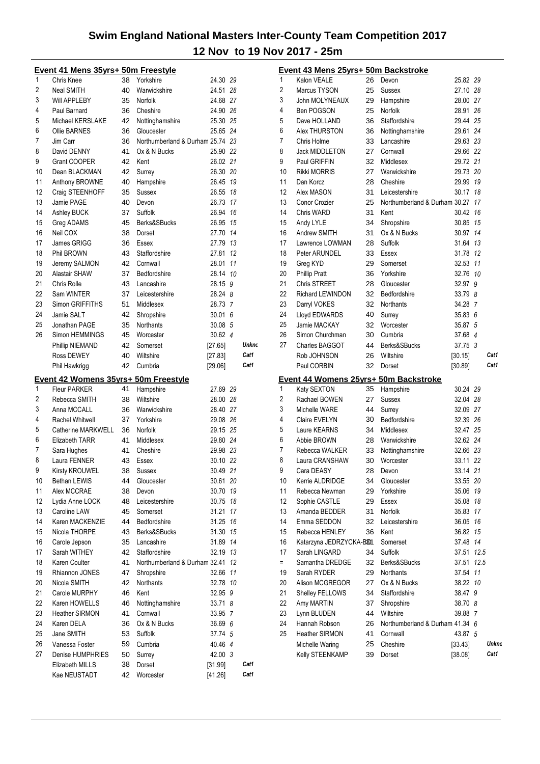# Swim England National Masters Inter-County Team Competition 2017

## 12 Nov to 19 Nov 2017 - 25m

### Event 41 Mens 35yrs+ 50m Freestyle

| Place | Name | Age | County | Time | Points | Note |
|---|---|---|---|---|---|---|
| 1 | Chris Knee | 38 | Yorkshire | 24.30 | 29 | |
| 2 | Neal SMITH | 40 | Warwickshire | 24.51 | 28 | |
| 3 | Will APPLEBY | 35 | Norfolk | 24.68 | 27 | |
| 4 | Paul Barnard | 36 | Cheshire | 24.90 | 26 | |
| 5 | Michael KERSLAKE | 42 | Nottinghamshire | 25.30 | 25 | |
| 6 | Ollie BARNES | 36 | Gloucester | 25.65 | 24 | |
| 7 | Jim Carr | 36 | Northumberland & Durham | 25.74 | 23 | |
| 8 | David DENNY | 41 | Ox & N Bucks | 25.90 | 22 | |
| 9 | Grant COOPER | 42 | Kent | 26.02 | 21 | |
| 10 | Dean BLACKMAN | 42 | Surrey | 26.30 | 20 | |
| 11 | Anthony BROWNE | 40 | Hampshire | 26.45 | 19 | |
| 12 | Craig STEENHOFF | 35 | Sussex | 26.55 | 18 | |
| 13 | Jamie PAGE | 40 | Devon | 26.73 | 17 | |
| 14 | Ashley BUCK | 37 | Suffolk | 26.94 | 16 | |
| 15 | Greg ADAMS | 45 | Berks&SBucks | 26.95 | 15 | |
| 16 | Neil COX | 38 | Dorset | 27.70 | 14 | |
| 17 | James GRIGG | 36 | Essex | 27.79 | 13 | |
| 18 | Phil BROWN | 43 | Staffordshire | 27.81 | 12 | |
| 19 | Jeremy SALMON | 42 | Cornwall | 28.01 | 11 | |
| 20 | Alastair SHAW | 37 | Bedfordshire | 28.14 | 10 | |
| 21 | Chris Rolle | 43 | Lancashire | 28.15 | 9 | |
| 22 | Sam WINTER | 37 | Leicestershire | 28.24 | 8 | |
| 23 | Simon GRIFFITHS | 51 | Middlesex | 28.73 | 7 | |
| 24 | Jamie SALT | 42 | Shropshire | 30.01 | 6 | |
| 25 | Jonathan PAGE | 35 | Northants | 30.08 | 5 | |
| 26 | Simon HEMMINGS | 45 | Worcester | 30.62 | 4 | |
| | Phillip NIEMAND | 42 | Somerset | [27.65] | | Unknc |
| | Ross DEWEY | 40 | Wiltshire | [27.83] | | Cat1 |
| | Phil Hawkrigg | 42 | Cumbria | [29.06] | | Cat1 |

### Event 42 Womens 35yrs+ 50m Freestyle

| Place | Name | Age | County | Time | Points | Note |
|---|---|---|---|---|---|---|
| 1 | Fleur PARKER | 41 | Hampshire | 27.69 | 29 | |
| 2 | Rebecca SMITH | 38 | Wiltshire | 28.00 | 28 | |
| 3 | Anna MCCALL | 36 | Warwickshire | 28.40 | 27 | |
| 4 | Rachel Whitwell | 37 | Yorkshire | 29.08 | 26 | |
| 5 | Catherine MARKWELL | 36 | Norfolk | 29.15 | 25 | |
| 6 | Elizabeth TARR | 41 | Middlesex | 29.80 | 24 | |
| 7 | Sara Hughes | 41 | Cheshire | 29.98 | 23 | |
| 8 | Laura FENNER | 43 | Essex | 30.10 | 22 | |
| 9 | Kirsty KROUWEL | 38 | Sussex | 30.49 | 21 | |
| 10 | Bethan LEWIS | 44 | Gloucester | 30.61 | 20 | |
| 11 | Alex MCCRAE | 38 | Devon | 30.70 | 19 | |
| 12 | Lydia Anne LOCK | 48 | Leicestershire | 30.75 | 18 | |
| 13 | Caroline LAW | 45 | Somerset | 31.21 | 17 | |
| 14 | Karen MACKENZIE | 44 | Bedfordshire | 31.25 | 16 | |
| 15 | Nicola THORPE | 43 | Berks&SBucks | 31.30 | 15 | |
| 16 | Carole Jepson | 35 | Lancashire | 31.89 | 14 | |
| 17 | Sarah WITHEY | 42 | Staffordshire | 32.19 | 13 | |
| 18 | Karen Coulter | 41 | Northumberland & Durham | 32.41 | 12 | |
| 19 | Rhiannon JONES | 47 | Shropshire | 32.66 | 11 | |
| 20 | Nicola SMITH | 42 | Northants | 32.78 | 10 | |
| 21 | Carole MURPHY | 46 | Kent | 32.95 | 9 | |
| 22 | Karen HOWELLS | 46 | Nottinghamshire | 33.71 | 8 | |
| 23 | Heather SIRMON | 41 | Cornwall | 33.95 | 7 | |
| 24 | Karen DELA | 36 | Ox & N Bucks | 36.69 | 6 | |
| 25 | Jane SMITH | 53 | Suffolk | 37.74 | 5 | |
| 26 | Vanessa Foster | 59 | Cumbria | 40.46 | 4 | |
| 27 | Denise HUMPHRIES | 50 | Surrey | 42.00 | 3 | |
| | Elizabeth MILLS | 38 | Dorset | [31.99] | | Cat1 |
| | Kae NEUSTADT | 42 | Worcester | [41.26] | | Cat1 |

### Event 43 Mens 25yrs+ 50m Backstroke

| Place | Name | Age | County | Time | Points | Note |
|---|---|---|---|---|---|---|
| 1 | Kalon VEALE | 26 | Devon | 25.82 | 29 | |
| 2 | Marcus TYSON | 25 | Sussex | 27.10 | 28 | |
| 3 | John MOLYNEAUX | 29 | Hampshire | 28.00 | 27 | |
| 4 | Ben POGSON | 25 | Norfolk | 28.91 | 26 | |
| 5 | Dave HOLLAND | 36 | Staffordshire | 29.44 | 25 | |
| 6 | Alex THURSTON | 36 | Nottinghamshire | 29.61 | 24 | |
| 7 | Chris Holme | 33 | Lancashire | 29.63 | 23 | |
| 8 | Jack MIDDLETON | 27 | Cornwall | 29.66 | 22 | |
| 9 | Paul GRIFFIN | 32 | Middlesex | 29.72 | 21 | |
| 10 | Rikki MORRIS | 27 | Warwickshire | 29.73 | 20 | |
| 11 | Dan Korcz | 28 | Cheshire | 29.99 | 19 | |
| 12 | Alex MASON | 31 | Leicestershire | 30.17 | 18 | |
| 13 | Conor Crozier | 25 | Northumberland & Durham | 30.27 | 17 | |
| 14 | Chris WARD | 31 | Kent | 30.42 | 16 | |
| 15 | Andy LYLE | 34 | Shropshire | 30.85 | 15 | |
| 16 | Andrew SMITH | 31 | Ox & N Bucks | 30.97 | 14 | |
| 17 | Lawrence LOWMAN | 28 | Suffolk | 31.64 | 13 | |
| 18 | Peter ARUNDEL | 33 | Essex | 31.78 | 12 | |
| 19 | Greg KYD | 29 | Somerset | 32.53 | 11 | |
| 20 | Phillip Pratt | 36 | Yorkshire | 32.76 | 10 | |
| 21 | Chris STREET | 28 | Gloucester | 32.97 | 9 | |
| 22 | Richard LEWINDON | 32 | Bedfordshire | 33.79 | 8 | |
| 23 | Darryl VOKES | 32 | Northants | 34.28 | 7 | |
| 24 | Lloyd EDWARDS | 40 | Surrey | 35.83 | 6 | |
| 25 | Jamie MACKAY | 32 | Worcester | 35.87 | 5 | |
| 26 | Simon Churchman | 30 | Cumbria | 37.68 | 4 | |
| 27 | Charles BAGGOT | 44 | Berks&SBucks | 37.75 | 3 | |
| | Rob JOHNSON | 26 | Wiltshire | [30.15] | | Cat1 |
| | Paul CORBIN | 32 | Dorset | [30.89] | | Cat1 |

### Event 44 Womens 25yrs+ 50m Backstroke

| Place | Name | Age | County | Time | Points | Note |
|---|---|---|---|---|---|---|
| 1 | Katy SEXTON | 35 | Hampshire | 30.24 | 29 | |
| 2 | Rachael BOWEN | 27 | Sussex | 32.04 | 28 | |
| 3 | Michelle WARE | 44 | Surrey | 32.09 | 27 | |
| 4 | Claire EVELYN | 30 | Bedfordshire | 32.39 | 26 | |
| 5 | Laure KEARNS | 34 | Middlesex | 32.47 | 25 | |
| 6 | Abbie BROWN | 28 | Warwickshire | 32.62 | 24 | |
| 7 | Rebecca WALKER | 33 | Nottinghamshire | 32.66 | 23 | |
| 8 | Laura CRANSHAW | 30 | Worcester | 33.11 | 22 | |
| 9 | Cara DEASY | 28 | Devon | 33.14 | 21 | |
| 10 | Kerrie ALDRIDGE | 34 | Gloucester | 33.55 | 20 | |
| 11 | Rebecca Newman | 29 | Yorkshire | 35.06 | 19 | |
| 12 | Sophie CASTLE | 29 | Essex | 35.08 | 18 | |
| 13 | Amanda BEDDER | 31 | Norfolk | 35.83 | 17 | |
| 14 | Emma SEDDON | 32 | Leicestershire | 36.05 | 16 | |
| 15 | Rebecca HENLEY | 36 | Kent | 36.82 | 15 | |
| 16 | Katarzyna JEDRZYCKA-B | 31 | Somerset | 37.48 | 14 | |
| 17 | Sarah LINGARD | 34 | Suffolk | 37.51 | 12.5 | |
| = | Samantha DREDGE | 32 | Berks&SBucks | 37.51 | 12.5 | |
| 19 | Sarah RYDER | 29 | Northants | 37.54 | 11 | |
| 20 | Alison MCGREGOR | 27 | Ox & N Bucks | 38.22 | 10 | |
| 21 | Shelley FELLOWS | 34 | Staffordshire | 38.47 | 9 | |
| 22 | Amy MARTIN | 37 | Shropshire | 38.70 | 8 | |
| 23 | Lynn BLUDEN | 44 | Wiltshire | 39.88 | 7 | |
| 24 | Hannah Robson | 26 | Northumberland & Durham | 41.34 | 6 | |
| 25 | Heather SIRMON | 41 | Cornwall | 43.87 | 5 | |
| | Michelle Waring | 25 | Cheshire | [33.43] | | Unknc |
| | Kelly STEENKAMP | 39 | Dorset | [38.08] | | Cat1 |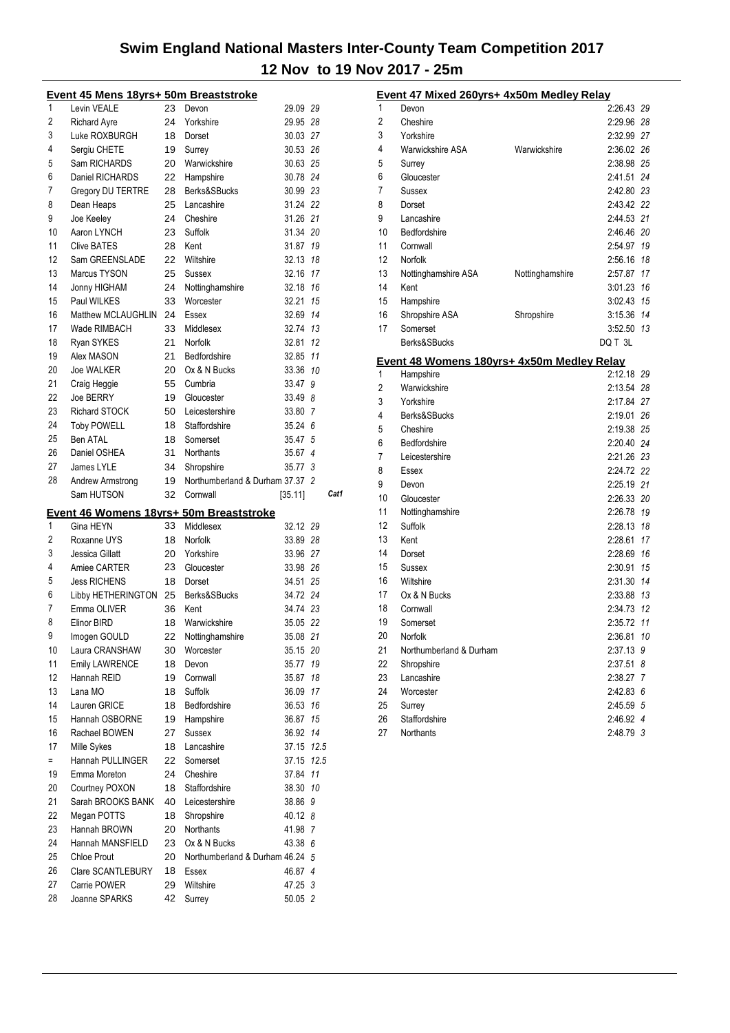# Swim England National Masters Inter-County Team Competition 2017

## 12 Nov to 19 Nov 2017 - 25m

### Event 45 Mens 18yrs+ 50m Breaststroke

| Place | Name | Age | Team | Time | Points | |
|---|---|---|---|---|---|---|
| 1 | Levin VEALE | 23 | Devon | 29.09 | 29 | |
| 2 | Richard Ayre | 24 | Yorkshire | 29.95 | 28 | |
| 3 | Luke ROXBURGH | 18 | Dorset | 30.03 | 27 | |
| 4 | Sergiu CHETE | 19 | Surrey | 30.53 | 26 | |
| 5 | Sam RICHARDS | 20 | Warwickshire | 30.63 | 25 | |
| 6 | Daniel RICHARDS | 22 | Hampshire | 30.78 | 24 | |
| 7 | Gregory DU TERTRE | 28 | Berks&SBucks | 30.99 | 23 | |
| 8 | Dean Heaps | 25 | Lancashire | 31.24 | 22 | |
| 9 | Joe Keeley | 24 | Cheshire | 31.26 | 21 | |
| 10 | Aaron LYNCH | 23 | Suffolk | 31.34 | 20 | |
| 11 | Clive BATES | 28 | Kent | 31.87 | 19 | |
| 12 | Sam GREENSLADE | 22 | Wiltshire | 32.13 | 18 | |
| 13 | Marcus TYSON | 25 | Sussex | 32.16 | 17 | |
| 14 | Jonny HIGHAM | 24 | Nottinghamshire | 32.18 | 16 | |
| 15 | Paul WILKES | 33 | Worcester | 32.21 | 15 | |
| 16 | Matthew MCLAUGHLIN | 24 | Essex | 32.69 | 14 | |
| 17 | Wade RIMBACH | 33 | Middlesex | 32.74 | 13 | |
| 18 | Ryan SYKES | 21 | Norfolk | 32.81 | 12 | |
| 19 | Alex MASON | 21 | Bedfordshire | 32.85 | 11 | |
| 20 | Joe WALKER | 20 | Ox & N Bucks | 33.36 | 10 | |
| 21 | Craig Heggie | 55 | Cumbria | 33.47 | 9 | |
| 22 | Joe BERRY | 19 | Gloucester | 33.49 | 8 | |
| 23 | Richard STOCK | 50 | Leicestershire | 33.80 | 7 | |
| 24 | Toby POWELL | 18 | Staffordshire | 35.24 | 6 | |
| 25 | Ben ATAL | 18 | Somerset | 35.47 | 5 | |
| 26 | Daniel OSHEA | 31 | Northants | 35.67 | 4 | |
| 27 | James LYLE | 34 | Shropshire | 35.77 | 3 | |
| 28 | Andrew Armstrong | 19 | Northumberland & Durham | 37.37 | 2 | |
| | Sam HUTSON | 32 | Cornwall | [35.11] | | Cat1 |

### Event 46 Womens 18yrs+ 50m Breaststroke

| Place | Name | Age | Team | Time | Points |
|---|---|---|---|---|---|
| 1 | Gina HEYN | 33 | Middlesex | 32.12 | 29 |
| 2 | Roxanne UYS | 18 | Norfolk | 33.89 | 28 |
| 3 | Jessica Gillatt | 20 | Yorkshire | 33.96 | 27 |
| 4 | Amiee CARTER | 23 | Gloucester | 33.98 | 26 |
| 5 | Jess RICHENS | 18 | Dorset | 34.51 | 25 |
| 6 | Libby HETHERINGTON | 25 | Berks&SBucks | 34.72 | 24 |
| 7 | Emma OLIVER | 36 | Kent | 34.74 | 23 |
| 8 | Elinor BIRD | 18 | Warwickshire | 35.05 | 22 |
| 9 | Imogen GOULD | 22 | Nottinghamshire | 35.08 | 21 |
| 10 | Laura CRANSHAW | 30 | Worcester | 35.15 | 20 |
| 11 | Emily LAWRENCE | 18 | Devon | 35.77 | 19 |
| 12 | Hannah REID | 19 | Cornwall | 35.87 | 18 |
| 13 | Lana MO | 18 | Suffolk | 36.09 | 17 |
| 14 | Lauren GRICE | 18 | Bedfordshire | 36.53 | 16 |
| 15 | Hannah OSBORNE | 19 | Hampshire | 36.87 | 15 |
| 16 | Rachael BOWEN | 27 | Sussex | 36.92 | 14 |
| 17 | Mille Sykes | 18 | Lancashire | 37.15 | 12.5 |
| = | Hannah PULLINGER | 22 | Somerset | 37.15 | 12.5 |
| 19 | Emma Moreton | 24 | Cheshire | 37.84 | 11 |
| 20 | Courtney POXON | 18 | Staffordshire | 38.30 | 10 |
| 21 | Sarah BROOKS BANK | 40 | Leicestershire | 38.86 | 9 |
| 22 | Megan POTTS | 18 | Shropshire | 40.12 | 8 |
| 23 | Hannah BROWN | 20 | Northants | 41.98 | 7 |
| 24 | Hannah MANSFIELD | 23 | Ox & N Bucks | 43.38 | 6 |
| 25 | Chloe Prout | 20 | Northumberland & Durham | 46.24 | 5 |
| 26 | Clare SCANTLEBURY | 18 | Essex | 46.87 | 4 |
| 27 | Carrie POWER | 29 | Wiltshire | 47.25 | 3 |
| 28 | Joanne SPARKS | 42 | Surrey | 50.05 | 2 |

### Event 47 Mixed 260yrs+ 4x50m Medley Relay

| Place | Team | County | Time | Points |
|---|---|---|---|---|
| 1 | Devon | | 2:26.43 | 29 |
| 2 | Cheshire | | 2:29.96 | 28 |
| 3 | Yorkshire | | 2:32.99 | 27 |
| 4 | Warwickshire ASA | Warwickshire | 2:36.02 | 26 |
| 5 | Surrey | | 2:38.98 | 25 |
| 6 | Gloucester | | 2:41.51 | 24 |
| 7 | Sussex | | 2:42.80 | 23 |
| 8 | Dorset | | 2:43.42 | 22 |
| 9 | Lancashire | | 2:44.53 | 21 |
| 10 | Bedfordshire | | 2:46.46 | 20 |
| 11 | Cornwall | | 2:54.97 | 19 |
| 12 | Norfolk | | 2:56.16 | 18 |
| 13 | Nottinghamshire ASA | Nottinghamshire | 2:57.87 | 17 |
| 14 | Kent | | 3:01.23 | 16 |
| 15 | Hampshire | | 3:02.43 | 15 |
| 16 | Shropshire ASA | Shropshire | 3:15.36 | 14 |
| 17 | Somerset | | 3:52.50 | 13 |
| | Berks&SBucks | | DQ T 3L | |

### Event 48 Womens 180yrs+ 4x50m Medley Relay

| Place | Team | Time | Points |
|---|---|---|---|
| 1 | Hampshire | 2:12.18 | 29 |
| 2 | Warwickshire | 2:13.54 | 28 |
| 3 | Yorkshire | 2:17.84 | 27 |
| 4 | Berks&SBucks | 2:19.01 | 26 |
| 5 | Cheshire | 2:19.38 | 25 |
| 6 | Bedfordshire | 2:20.40 | 24 |
| 7 | Leicestershire | 2:21.26 | 23 |
| 8 | Essex | 2:24.72 | 22 |
| 9 | Devon | 2:25.19 | 21 |
| 10 | Gloucester | 2:26.33 | 20 |
| 11 | Nottinghamshire | 2:26.78 | 19 |
| 12 | Suffolk | 2:28.13 | 18 |
| 13 | Kent | 2:28.61 | 17 |
| 14 | Dorset | 2:28.69 | 16 |
| 15 | Sussex | 2:30.91 | 15 |
| 16 | Wiltshire | 2:31.30 | 14 |
| 17 | Ox & N Bucks | 2:33.88 | 13 |
| 18 | Cornwall | 2:34.73 | 12 |
| 19 | Somerset | 2:35.72 | 11 |
| 20 | Norfolk | 2:36.81 | 10 |
| 21 | Northumberland & Durham | 2:37.13 | 9 |
| 22 | Shropshire | 2:37.51 | 8 |
| 23 | Lancashire | 2:38.27 | 7 |
| 24 | Worcester | 2:42.83 | 6 |
| 25 | Surrey | 2:45.59 | 5 |
| 26 | Staffordshire | 2:46.92 | 4 |
| 27 | Northants | 2:48.79 | 3 |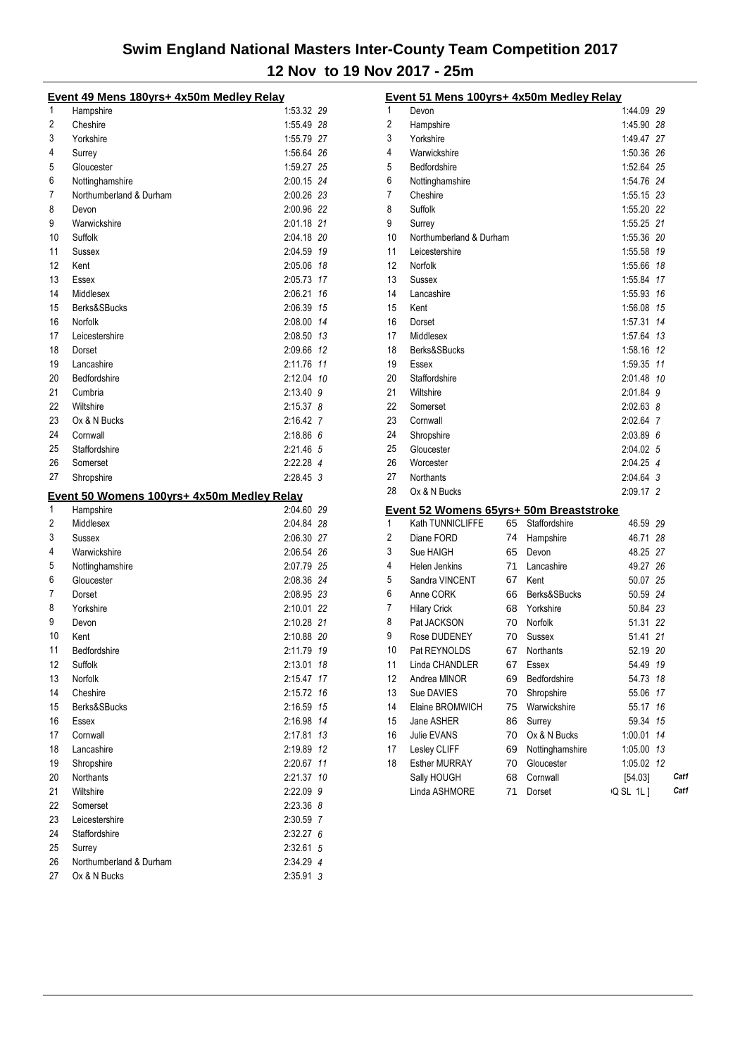# Swim England National Masters Inter-County Team Competition 2017

## 12 Nov to 19 Nov 2017 - 25m

### Event 49 Mens 180yrs+ 4x50m Medley Relay

| Place | Team | Time | Points |
|---|---|---|---|
| 1 | Hampshire | 1:53.32 | 29 |
| 2 | Cheshire | 1:55.49 | 28 |
| 3 | Yorkshire | 1:55.79 | 27 |
| 4 | Surrey | 1:56.64 | 26 |
| 5 | Gloucester | 1:59.27 | 25 |
| 6 | Nottinghamshire | 2:00.15 | 24 |
| 7 | Northumberland & Durham | 2:00.26 | 23 |
| 8 | Devon | 2:00.96 | 22 |
| 9 | Warwickshire | 2:01.18 | 21 |
| 10 | Suffolk | 2:04.18 | 20 |
| 11 | Sussex | 2:04.59 | 19 |
| 12 | Kent | 2:05.06 | 18 |
| 13 | Essex | 2:05.73 | 17 |
| 14 | Middlesex | 2:06.21 | 16 |
| 15 | Berks&SBucks | 2:06.39 | 15 |
| 16 | Norfolk | 2:08.00 | 14 |
| 17 | Leicestershire | 2:08.50 | 13 |
| 18 | Dorset | 2:09.66 | 12 |
| 19 | Lancashire | 2:11.76 | 11 |
| 20 | Bedfordshire | 2:12.04 | 10 |
| 21 | Cumbria | 2:13.40 | 9 |
| 22 | Wiltshire | 2:15.37 | 8 |
| 23 | Ox & N Bucks | 2:16.42 | 7 |
| 24 | Cornwall | 2:18.86 | 6 |
| 25 | Staffordshire | 2:21.46 | 5 |
| 26 | Somerset | 2:22.28 | 4 |
| 27 | Shropshire | 2:28.45 | 3 |

### Event 50 Womens 100yrs+ 4x50m Medley Relay

| Place | Team | Time | Points |
|---|---|---|---|
| 1 | Hampshire | 2:04.60 | 29 |
| 2 | Middlesex | 2:04.84 | 28 |
| 3 | Sussex | 2:06.30 | 27 |
| 4 | Warwickshire | 2:06.54 | 26 |
| 5 | Nottinghamshire | 2:07.79 | 25 |
| 6 | Gloucester | 2:08.36 | 24 |
| 7 | Dorset | 2:08.95 | 23 |
| 8 | Yorkshire | 2:10.01 | 22 |
| 9 | Devon | 2:10.28 | 21 |
| 10 | Kent | 2:10.88 | 20 |
| 11 | Bedfordshire | 2:11.79 | 19 |
| 12 | Suffolk | 2:13.01 | 18 |
| 13 | Norfolk | 2:15.47 | 17 |
| 14 | Cheshire | 2:15.72 | 16 |
| 15 | Berks&SBucks | 2:16.59 | 15 |
| 16 | Essex | 2:16.98 | 14 |
| 17 | Cornwall | 2:17.81 | 13 |
| 18 | Lancashire | 2:19.89 | 12 |
| 19 | Shropshire | 2:20.67 | 11 |
| 20 | Northants | 2:21.37 | 10 |
| 21 | Wiltshire | 2:22.09 | 9 |
| 22 | Somerset | 2:23.36 | 8 |
| 23 | Leicestershire | 2:30.59 | 7 |
| 24 | Staffordshire | 2:32.27 | 6 |
| 25 | Surrey | 2:32.61 | 5 |
| 26 | Northumberland & Durham | 2:34.29 | 4 |
| 27 | Ox & N Bucks | 2:35.91 | 3 |

### Event 51 Mens 100yrs+ 4x50m Medley Relay

| Place | Team | Time | Points |
|---|---|---|---|
| 1 | Devon | 1:44.09 | 29 |
| 2 | Hampshire | 1:45.90 | 28 |
| 3 | Yorkshire | 1:49.47 | 27 |
| 4 | Warwickshire | 1:50.36 | 26 |
| 5 | Bedfordshire | 1:52.64 | 25 |
| 6 | Nottinghamshire | 1:54.76 | 24 |
| 7 | Cheshire | 1:55.15 | 23 |
| 8 | Suffolk | 1:55.20 | 22 |
| 9 | Surrey | 1:55.25 | 21 |
| 10 | Northumberland & Durham | 1:55.36 | 20 |
| 11 | Leicestershire | 1:55.58 | 19 |
| 12 | Norfolk | 1:55.66 | 18 |
| 13 | Sussex | 1:55.84 | 17 |
| 14 | Lancashire | 1:55.93 | 16 |
| 15 | Kent | 1:56.08 | 15 |
| 16 | Dorset | 1:57.31 | 14 |
| 17 | Middlesex | 1:57.64 | 13 |
| 18 | Berks&SBucks | 1:58.16 | 12 |
| 19 | Essex | 1:59.35 | 11 |
| 20 | Staffordshire | 2:01.48 | 10 |
| 21 | Wiltshire | 2:01.84 | 9 |
| 22 | Somerset | 2:02.63 | 8 |
| 23 | Cornwall | 2:02.64 | 7 |
| 24 | Shropshire | 2:03.89 | 6 |
| 25 | Gloucester | 2:04.02 | 5 |
| 26 | Worcester | 2:04.25 | 4 |
| 27 | Northants | 2:04.64 | 3 |
| 28 | Ox & N Bucks | 2:09.17 | 2 |

### Event 52 Womens 65yrs+ 50m Breaststroke

| Place | Name | Age | Team | Time | Points | |
|---|---|---|---|---|---|---|
| 1 | Kath TUNNICLIFFE | 65 | Staffordshire | 46.59 | 29 | |
| 2 | Diane FORD | 74 | Hampshire | 46.71 | 28 | |
| 3 | Sue HAIGH | 65 | Devon | 48.25 | 27 | |
| 4 | Helen Jenkins | 71 | Lancashire | 49.27 | 26 | |
| 5 | Sandra VINCENT | 67 | Kent | 50.07 | 25 | |
| 6 | Anne CORK | 66 | Berks&SBucks | 50.59 | 24 | |
| 7 | Hilary Crick | 68 | Yorkshire | 50.84 | 23 | |
| 8 | Pat JACKSON | 70 | Norfolk | 51.31 | 22 | |
| 9 | Rose DUDENEY | 70 | Sussex | 51.41 | 21 | |
| 10 | Pat REYNOLDS | 67 | Northants | 52.19 | 20 | |
| 11 | Linda CHANDLER | 67 | Essex | 54.49 | 19 | |
| 12 | Andrea MINOR | 69 | Bedfordshire | 54.73 | 18 | |
| 13 | Sue DAVIES | 70 | Shropshire | 55.06 | 17 | |
| 14 | Elaine BROMWICH | 75 | Warwickshire | 55.17 | 16 | |
| 15 | Jane ASHER | 86 | Surrey | 59.34 | 15 | |
| 16 | Julie EVANS | 70 | Ox & N Bucks | 1:00.01 | 14 | |
| 17 | Lesley CLIFF | 69 | Nottinghamshire | 1:05.00 | 13 | |
| 18 | Esther MURRAY | 70 | Gloucester | 1:05.02 | 12 | |
| | Sally HOUGH | 68 | Cornwall | [54.03] | | Cat1 |
| | Linda ASHMORE | 71 | Dorset | Q SL 1L ] | | Cat1 |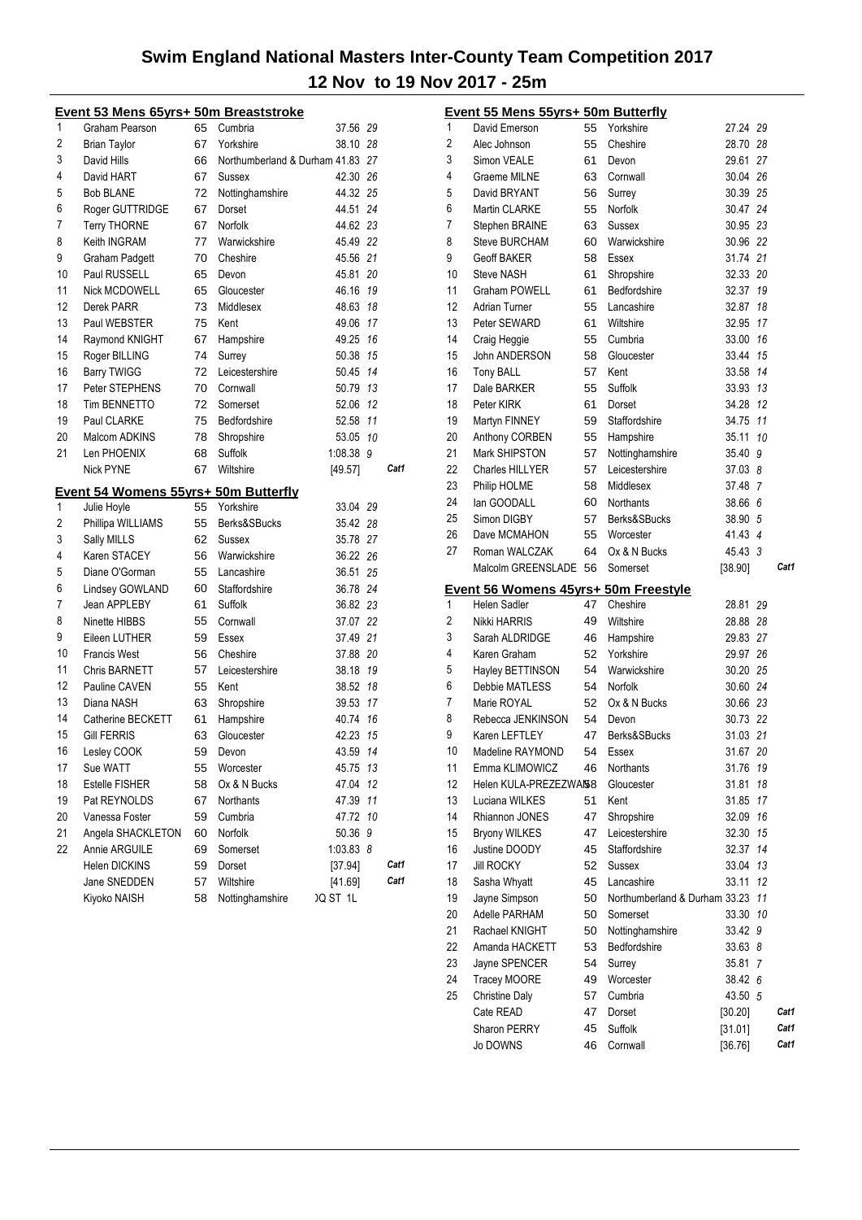# Swim England National Masters Inter-County Team Competition 2017

## 12 Nov to 19 Nov 2017 - 25m

### Event 53 Mens 65yrs+ 50m Breaststroke

| | Name | Age | County | Time | Pts | |
|---|---|---|---|---|---|---|
| 1 | Graham Pearson | 65 | Cumbria | 37.56 | 29 | |
| 2 | Brian Taylor | 67 | Yorkshire | 38.10 | 28 | |
| 3 | David Hills | 66 | Northumberland & Durham | 41.83 | 27 | |
| 4 | David HART | 67 | Sussex | 42.30 | 26 | |
| 5 | Bob BLANE | 72 | Nottinghamshire | 44.32 | 25 | |
| 6 | Roger GUTTRIDGE | 67 | Dorset | 44.51 | 24 | |
| 7 | Terry THORNE | 67 | Norfolk | 44.62 | 23 | |
| 8 | Keith INGRAM | 77 | Warwickshire | 45.49 | 22 | |
| 9 | Graham Padgett | 70 | Cheshire | 45.56 | 21 | |
| 10 | Paul RUSSELL | 65 | Devon | 45.81 | 20 | |
| 11 | Nick MCDOWELL | 65 | Gloucester | 46.16 | 19 | |
| 12 | Derek PARR | 73 | Middlesex | 48.63 | 18 | |
| 13 | Paul WEBSTER | 75 | Kent | 49.06 | 17 | |
| 14 | Raymond KNIGHT | 67 | Hampshire | 49.25 | 16 | |
| 15 | Roger BILLING | 74 | Surrey | 50.38 | 15 | |
| 16 | Barry TWIGG | 72 | Leicestershire | 50.45 | 14 | |
| 17 | Peter STEPHENS | 70 | Cornwall | 50.79 | 13 | |
| 18 | Tim BENNETTO | 72 | Somerset | 52.06 | 12 | |
| 19 | Paul CLARKE | 75 | Bedfordshire | 52.58 | 11 | |
| 20 | Malcom ADKINS | 78 | Shropshire | 53.05 | 10 | |
| 21 | Len PHOENIX | 68 | Suffolk | 1:08.38 | 9 | |
| | Nick PYNE | 67 | Wiltshire | [49.57] | | Cat1 |

### Event 54 Womens 55yrs+ 50m Butterfly

| | Name | Age | County | Time | Pts | |
|---|---|---|---|---|---|---|
| 1 | Julie Hoyle | 55 | Yorkshire | 33.04 | 29 | |
| 2 | Phillipa WILLIAMS | 55 | Berks&SBucks | 35.42 | 28 | |
| 3 | Sally MILLS | 62 | Sussex | 35.78 | 27 | |
| 4 | Karen STACEY | 56 | Warwickshire | 36.22 | 26 | |
| 5 | Diane O'Gorman | 55 | Lancashire | 36.51 | 25 | |
| 6 | Lindsey GOWLAND | 60 | Staffordshire | 36.78 | 24 | |
| 7 | Jean APPLEBY | 61 | Suffolk | 36.82 | 23 | |
| 8 | Ninette HIBBS | 55 | Cornwall | 37.07 | 22 | |
| 9 | Eileen LUTHER | 59 | Essex | 37.49 | 21 | |
| 10 | Francis West | 56 | Cheshire | 37.88 | 20 | |
| 11 | Chris BARNETT | 57 | Leicestershire | 38.18 | 19 | |
| 12 | Pauline CAVEN | 55 | Kent | 38.52 | 18 | |
| 13 | Diana NASH | 63 | Shropshire | 39.53 | 17 | |
| 14 | Catherine BECKETT | 61 | Hampshire | 40.74 | 16 | |
| 15 | Gill FERRIS | 63 | Gloucester | 42.23 | 15 | |
| 16 | Lesley COOK | 59 | Devon | 43.59 | 14 | |
| 17 | Sue WATT | 55 | Worcester | 45.75 | 13 | |
| 18 | Estelle FISHER | 58 | Ox & N Bucks | 47.04 | 12 | |
| 19 | Pat REYNOLDS | 67 | Northants | 47.39 | 11 | |
| 20 | Vanessa Foster | 59 | Cumbria | 47.72 | 10 | |
| 21 | Angela SHACKLETON | 60 | Norfolk | 50.36 | 9 | |
| 22 | Annie ARGUILE | 69 | Somerset | 1:03.83 | 8 | |
| | Helen DICKINS | 59 | Dorset | [37.94] | | Cat1 |
| | Jane SNEDDEN | 57 | Wiltshire | [41.69] | | Cat1 |
| | Kiyoko NAISH | 58 | Nottinghamshire | DQ ST 1L | | |

### Event 55 Mens 55yrs+ 50m Butterfly

| | Name | Age | County | Time | Pts | |
|---|---|---|---|---|---|---|
| 1 | David Emerson | 55 | Yorkshire | 27.24 | 29 | |
| 2 | Alec Johnson | 55 | Cheshire | 28.70 | 28 | |
| 3 | Simon VEALE | 61 | Devon | 29.61 | 27 | |
| 4 | Graeme MILNE | 63 | Cornwall | 30.04 | 26 | |
| 5 | David BRYANT | 56 | Surrey | 30.39 | 25 | |
| 6 | Martin CLARKE | 55 | Norfolk | 30.47 | 24 | |
| 7 | Stephen BRAINE | 63 | Sussex | 30.95 | 23 | |
| 8 | Steve BURCHAM | 60 | Warwickshire | 30.96 | 22 | |
| 9 | Geoff BAKER | 58 | Essex | 31.74 | 21 | |
| 10 | Steve NASH | 61 | Shropshire | 32.33 | 20 | |
| 11 | Graham POWELL | 61 | Bedfordshire | 32.37 | 19 | |
| 12 | Adrian Turner | 55 | Lancashire | 32.87 | 18 | |
| 13 | Peter SEWARD | 61 | Wiltshire | 32.95 | 17 | |
| 14 | Craig Heggie | 55 | Cumbria | 33.00 | 16 | |
| 15 | John ANDERSON | 58 | Gloucester | 33.44 | 15 | |
| 16 | Tony BALL | 57 | Kent | 33.58 | 14 | |
| 17 | Dale BARKER | 55 | Suffolk | 33.93 | 13 | |
| 18 | Peter KIRK | 61 | Dorset | 34.28 | 12 | |
| 19 | Martyn FINNEY | 59 | Staffordshire | 34.75 | 11 | |
| 20 | Anthony CORBEN | 55 | Hampshire | 35.11 | 10 | |
| 21 | Mark SHIPSTON | 57 | Nottinghamshire | 35.40 | 9 | |
| 22 | Charles HILLYER | 57 | Leicestershire | 37.03 | 8 | |
| 23 | Philip HOLME | 58 | Middlesex | 37.48 | 7 | |
| 24 | Ian GOODALL | 60 | Northants | 38.66 | 6 | |
| 25 | Simon DIGBY | 57 | Berks&SBucks | 38.90 | 5 | |
| 26 | Dave MCMAHON | 55 | Worcester | 41.43 | 4 | |
| 27 | Roman WALCZAK | 64 | Ox & N Bucks | 45.43 | 3 | |
| | Malcolm GREENSLADE | 56 | Somerset | [38.90] | | Cat1 |

### Event 56 Womens 45yrs+ 50m Freestyle

| | Name | Age | County | Time | Pts | |
|---|---|---|---|---|---|---|
| 1 | Helen Sadler | 47 | Cheshire | 28.81 | 29 | |
| 2 | Nikki HARRIS | 49 | Wiltshire | 28.88 | 28 | |
| 3 | Sarah ALDRIDGE | 46 | Hampshire | 29.83 | 27 | |
| 4 | Karen Graham | 52 | Yorkshire | 29.97 | 26 | |
| 5 | Hayley BETTINSON | 54 | Warwickshire | 30.20 | 25 | |
| 6 | Debbie MATLESS | 54 | Norfolk | 30.60 | 24 | |
| 7 | Marie ROYAL | 52 | Ox & N Bucks | 30.66 | 23 | |
| 8 | Rebecca JENKINSON | 54 | Devon | 30.73 | 22 | |
| 9 | Karen LEFTLEY | 47 | Berks&SBucks | 31.03 | 21 | |
| 10 | Madeline RAYMOND | 54 | Essex | 31.67 | 20 | |
| 11 | Emma KLIMOWICZ | 46 | Northants | 31.76 | 19 | |
| 12 | Helen KULA-PREZEZWANS | 58 | Gloucester | 31.81 | 18 | |
| 13 | Luciana WILKES | 51 | Kent | 31.85 | 17 | |
| 14 | Rhiannon JONES | 47 | Shropshire | 32.09 | 16 | |
| 15 | Bryony WILKES | 47 | Leicestershire | 32.30 | 15 | |
| 16 | Justine DOODY | 45 | Staffordshire | 32.37 | 14 | |
| 17 | Jill ROCKY | 52 | Sussex | 33.04 | 13 | |
| 18 | Sasha Whyatt | 45 | Lancashire | 33.11 | 12 | |
| 19 | Jayne Simpson | 50 | Northumberland & Durham | 33.23 | 11 | |
| 20 | Adelle PARHAM | 50 | Somerset | 33.30 | 10 | |
| 21 | Rachael KNIGHT | 50 | Nottinghamshire | 33.42 | 9 | |
| 22 | Amanda HACKETT | 53 | Bedfordshire | 33.63 | 8 | |
| 23 | Jayne SPENCER | 54 | Surrey | 35.81 | 7 | |
| 24 | Tracey MOORE | 49 | Worcester | 38.42 | 6 | |
| 25 | Christine Daly | 57 | Cumbria | 43.50 | 5 | |
| | Cate READ | 47 | Dorset | [30.20] | | Cat1 |
| | Sharon PERRY | 45 | Suffolk | [31.01] | | Cat1 |
| | Jo DOWNS | 46 | Cornwall | [36.76] | | Cat1 |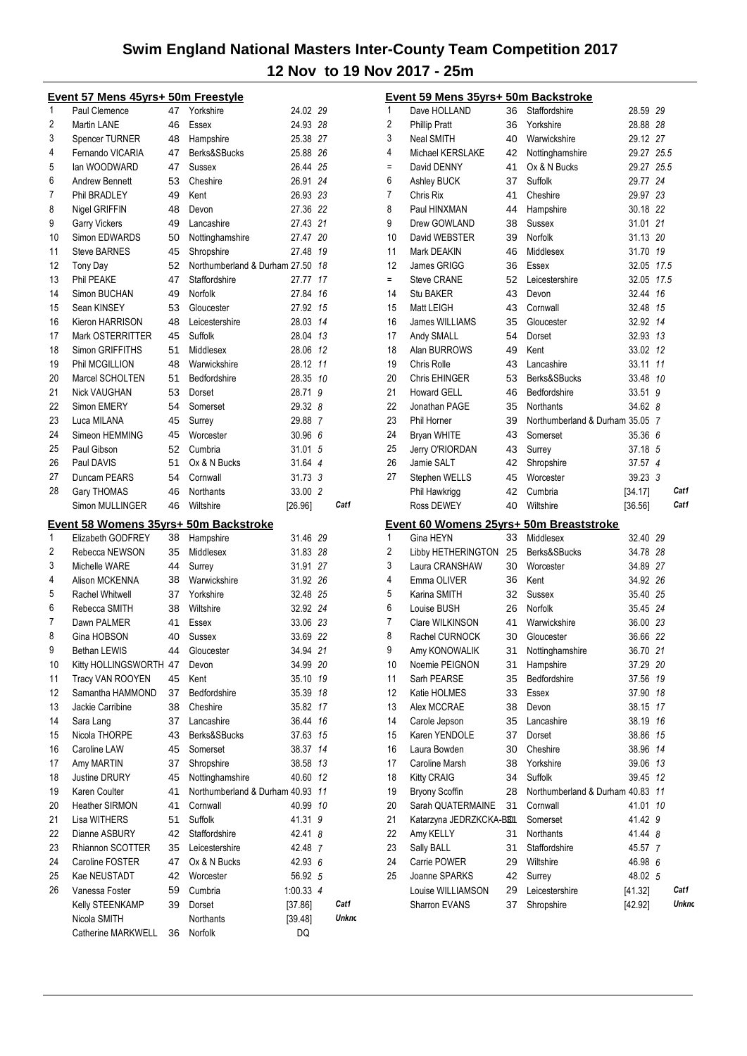# Swim England National Masters Inter-County Team Competition 2017

## 12 Nov to 19 Nov 2017 - 25m

### Event 57 Mens 45yrs+ 50m Freestyle

| Place | Name | Age | County | Time | Points | |
|---|---|---|---|---|---|---|
| 1 | Paul Clemence | 47 | Yorkshire | 24.02 | 29 | |
| 2 | Martin LANE | 46 | Essex | 24.93 | 28 | |
| 3 | Spencer TURNER | 48 | Hampshire | 25.38 | 27 | |
| 4 | Fernando VICARIA | 47 | Berks&SBucks | 25.88 | 26 | |
| 5 | Ian WOODWARD | 47 | Sussex | 26.44 | 25 | |
| 6 | Andrew Bennett | 53 | Cheshire | 26.91 | 24 | |
| 7 | Phil BRADLEY | 49 | Kent | 26.93 | 23 | |
| 8 | Nigel GRIFFIN | 48 | Devon | 27.36 | 22 | |
| 9 | Garry Vickers | 49 | Lancashire | 27.43 | 21 | |
| 10 | Simon EDWARDS | 50 | Nottinghamshire | 27.47 | 20 | |
| 11 | Steve BARNES | 45 | Shropshire | 27.48 | 19 | |
| 12 | Tony Day | 52 | Northumberland & Durham | 27.50 | 18 | |
| 13 | Phil PEAKE | 47 | Staffordshire | 27.77 | 17 | |
| 14 | Simon BUCHAN | 49 | Norfolk | 27.84 | 16 | |
| 15 | Sean KINSEY | 53 | Gloucester | 27.92 | 15 | |
| 16 | Kieron HARRISON | 48 | Leicestershire | 28.03 | 14 | |
| 17 | Mark OSTERRITTER | 45 | Suffolk | 28.04 | 13 | |
| 18 | Simon GRIFFITHS | 51 | Middlesex | 28.06 | 12 | |
| 19 | Phil MCGILLION | 48 | Warwickshire | 28.12 | 11 | |
| 20 | Marcel SCHOLTEN | 51 | Bedfordshire | 28.35 | 10 | |
| 21 | Nick VAUGHAN | 53 | Dorset | 28.71 | 9 | |
| 22 | Simon EMERY | 54 | Somerset | 29.32 | 8 | |
| 23 | Luca MILANA | 45 | Surrey | 29.88 | 7 | |
| 24 | Simeon HEMMING | 45 | Worcester | 30.96 | 6 | |
| 25 | Paul Gibson | 52 | Cumbria | 31.01 | 5 | |
| 26 | Paul DAVIS | 51 | Ox & N Bucks | 31.64 | 4 | |
| 27 | Duncam PEARS | 54 | Cornwall | 31.73 | 3 | |
| 28 | Gary THOMAS | 46 | Northants | 33.00 | 2 | |
| | Simon MULLINGER | 46 | Wiltshire | [26.96] | | Cat1 |

### Event 58 Womens 35yrs+ 50m Backstroke

| Place | Name | Age | County | Time | Points | |
|---|---|---|---|---|---|---|
| 1 | Elizabeth GODFREY | 38 | Hampshire | 31.46 | 29 | |
| 2 | Rebecca NEWSON | 35 | Middlesex | 31.83 | 28 | |
| 3 | Michelle WARE | 44 | Surrey | 31.91 | 27 | |
| 4 | Alison MCKENNA | 38 | Warwickshire | 31.92 | 26 | |
| 5 | Rachel Whitwell | 37 | Yorkshire | 32.48 | 25 | |
| 6 | Rebecca SMITH | 38 | Wiltshire | 32.92 | 24 | |
| 7 | Dawn PALMER | 41 | Essex | 33.06 | 23 | |
| 8 | Gina HOBSON | 40 | Sussex | 33.69 | 22 | |
| 9 | Bethan LEWIS | 44 | Gloucester | 34.94 | 21 | |
| 10 | Kitty HOLLINGSWORTH | 47 | Devon | 34.99 | 20 | |
| 11 | Tracy VAN ROOYEN | 45 | Kent | 35.10 | 19 | |
| 12 | Samantha HAMMOND | 37 | Bedfordshire | 35.39 | 18 | |
| 13 | Jackie Carribine | 38 | Cheshire | 35.82 | 17 | |
| 14 | Sara Lang | 37 | Lancashire | 36.44 | 16 | |
| 15 | Nicola THORPE | 43 | Berks&SBucks | 37.63 | 15 | |
| 16 | Caroline LAW | 45 | Somerset | 38.37 | 14 | |
| 17 | Amy MARTIN | 37 | Shropshire | 38.58 | 13 | |
| 18 | Justine DRURY | 45 | Nottinghamshire | 40.60 | 12 | |
| 19 | Karen Coulter | 41 | Northumberland & Durham | 40.93 | 11 | |
| 20 | Heather SIRMON | 41 | Cornwall | 40.99 | 10 | |
| 21 | Lisa WITHERS | 51 | Suffolk | 41.31 | 9 | |
| 22 | Dianne ASBURY | 42 | Staffordshire | 42.41 | 8 | |
| 23 | Rhiannon SCOTTER | 35 | Leicestershire | 42.48 | 7 | |
| 24 | Caroline FOSTER | 47 | Ox & N Bucks | 42.93 | 6 | |
| 25 | Kae NEUSTADT | 42 | Worcester | 56.92 | 5 | |
| 26 | Vanessa Foster | 59 | Cumbria | 1:00.33 | 4 | |
| | Kelly STEENKAMP | 39 | Dorset | [37.86] | | Cat1 |
| | Nicola SMITH | | Northants | [39.48] | | Unknc |
| | Catherine MARKWELL | 36 | Norfolk | DQ | | |

### Event 59 Mens 35yrs+ 50m Backstroke

| Place | Name | Age | County | Time | Points | |
|---|---|---|---|---|---|---|
| 1 | Dave HOLLAND | 36 | Staffordshire | 28.59 | 29 | |
| 2 | Phillip Pratt | 36 | Yorkshire | 28.88 | 28 | |
| 3 | Neal SMITH | 40 | Warwickshire | 29.12 | 27 | |
| 4 | Michael KERSLAKE | 42 | Nottinghamshire | 29.27 | 25.5 | |
| = | David DENNY | 41 | Ox & N Bucks | 29.27 | 25.5 | |
| 6 | Ashley BUCK | 37 | Suffolk | 29.77 | 24 | |
| 7 | Chris Rix | 41 | Cheshire | 29.97 | 23 | |
| 8 | Paul HINXMAN | 44 | Hampshire | 30.18 | 22 | |
| 9 | Drew GOWLAND | 38 | Sussex | 31.01 | 21 | |
| 10 | David WEBSTER | 39 | Norfolk | 31.13 | 20 | |
| 11 | Mark DEAKIN | 46 | Middlesex | 31.70 | 19 | |
| 12 | James GRIGG | 36 | Essex | 32.05 | 17.5 | |
| = | Steve CRANE | 52 | Leicestershire | 32.05 | 17.5 | |
| 14 | Stu BAKER | 43 | Devon | 32.44 | 16 | |
| 15 | Matt LEIGH | 43 | Cornwall | 32.48 | 15 | |
| 16 | James WILLIAMS | 35 | Gloucester | 32.92 | 14 | |
| 17 | Andy SMALL | 54 | Dorset | 32.93 | 13 | |
| 18 | Alan BURROWS | 49 | Kent | 33.02 | 12 | |
| 19 | Chris Rolle | 43 | Lancashire | 33.11 | 11 | |
| 20 | Chris EHINGER | 53 | Berks&SBucks | 33.48 | 10 | |
| 21 | Howard GELL | 46 | Bedfordshire | 33.51 | 9 | |
| 22 | Jonathan PAGE | 35 | Northants | 34.62 | 8 | |
| 23 | Phil Horner | 39 | Northumberland & Durham | 35.05 | 7 | |
| 24 | Bryan WHITE | 43 | Somerset | 35.36 | 6 | |
| 25 | Jerry O'RIORDAN | 43 | Surrey | 37.18 | 5 | |
| 26 | Jamie SALT | 42 | Shropshire | 37.57 | 4 | |
| 27 | Stephen WELLS | 45 | Worcester | 39.23 | 3 | |
| | Phil Hawkrigg | 42 | Cumbria | [34.17] | | Cat1 |
| | Ross DEWEY | 40 | Wiltshire | [36.56] | | Cat1 |

### Event 60 Womens 25yrs+ 50m Breaststroke

| Place | Name | Age | County | Time | Points | |
|---|---|---|---|---|---|---|
| 1 | Gina HEYN | 33 | Middlesex | 32.40 | 29 | |
| 2 | Libby HETHERINGTON | 25 | Berks&SBucks | 34.78 | 28 | |
| 3 | Laura CRANSHAW | 30 | Worcester | 34.89 | 27 | |
| 4 | Emma OLIVER | 36 | Kent | 34.92 | 26 | |
| 5 | Karina SMITH | 32 | Sussex | 35.40 | 25 | |
| 6 | Louise BUSH | 26 | Norfolk | 35.45 | 24 | |
| 7 | Clare WILKINSON | 41 | Warwickshire | 36.00 | 23 | |
| 8 | Rachel CURNOCK | 30 | Gloucester | 36.66 | 22 | |
| 9 | Amy KONOWALIK | 31 | Nottinghamshire | 36.70 | 21 | |
| 10 | Noemie PEIGNON | 31 | Hampshire | 37.29 | 20 | |
| 11 | Sarh PEARSE | 35 | Bedfordshire | 37.56 | 19 | |
| 12 | Katie HOLMES | 33 | Essex | 37.90 | 18 | |
| 13 | Alex MCCRAE | 38 | Devon | 38.15 | 17 | |
| 14 | Carole Jepson | 35 | Lancashire | 38.19 | 16 | |
| 15 | Karen YENDOLE | 37 | Dorset | 38.86 | 15 | |
| 16 | Laura Bowden | 30 | Cheshire | 38.96 | 14 | |
| 17 | Caroline Marsh | 38 | Yorkshire | 39.06 | 13 | |
| 18 | Kitty CRAIG | 34 | Suffolk | 39.45 | 12 | |
| 19 | Bryony Scoffin | 28 | Northumberland & Durham | 40.83 | 11 | |
| 20 | Sarah QUATERMAINE | 31 | Cornwall | 41.01 | 10 | |
| 21 | Katarzyna JEDRZKCKA-BO | 31 | Somerset | 41.42 | 9 | |
| 22 | Amy KELLY | 31 | Northants | 41.44 | 8 | |
| 23 | Sally BALL | 31 | Staffordshire | 45.57 | 7 | |
| 24 | Carrie POWER | 29 | Wiltshire | 46.98 | 6 | |
| 25 | Joanne SPARKS | 42 | Surrey | 48.02 | 5 | |
| | Louise WILLIAMSON | 29 | Leicestershire | [41.32] | | Cat1 |
| | Sharron EVANS | 37 | Shropshire | [42.92] | | Unknc |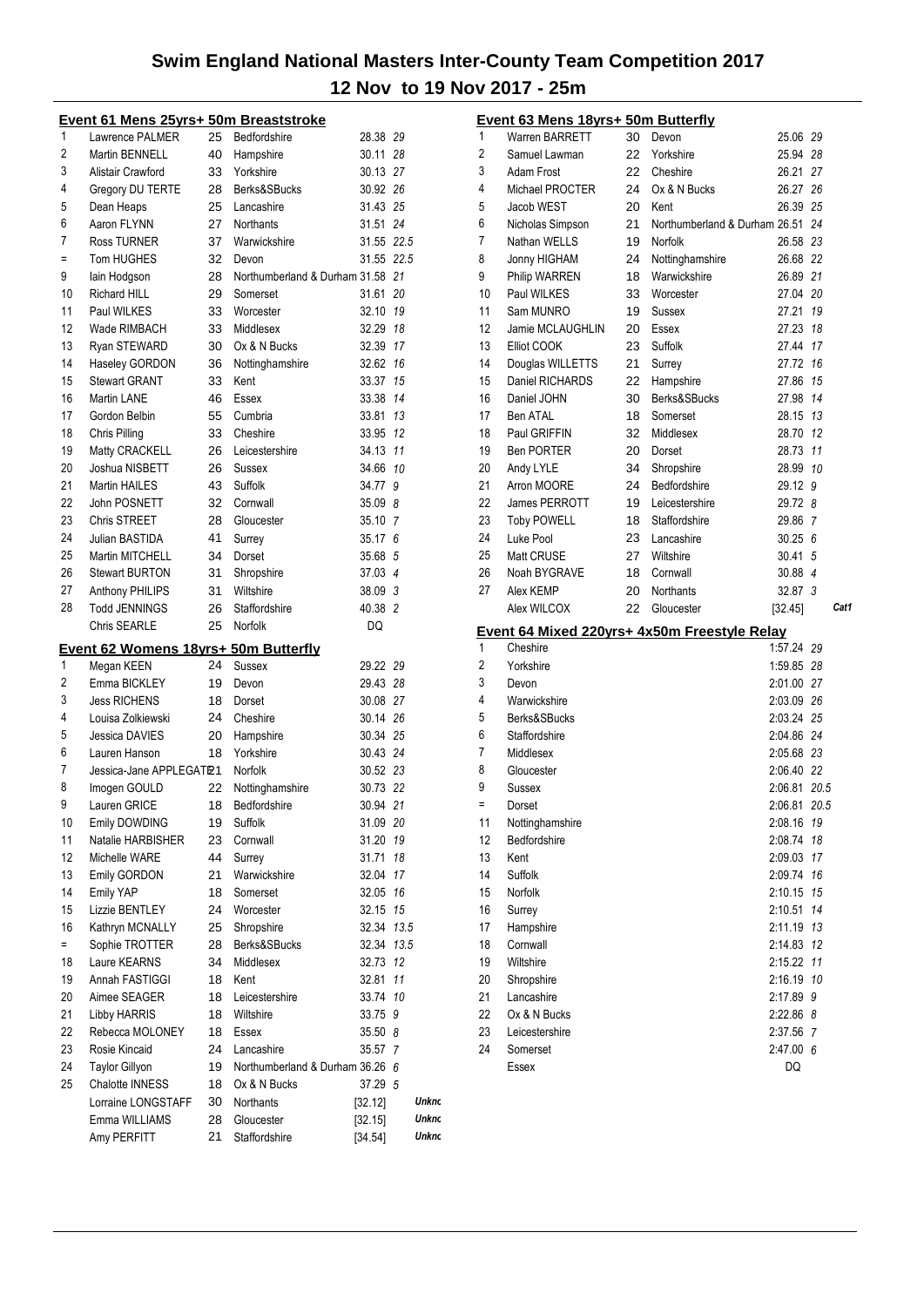# Swim England National Masters Inter-County Team Competition 2017

## 12 Nov to 19 Nov 2017 - 25m

### Event 61 Mens 25yrs+ 50m Breaststroke

| Place | Name | Age | County | Time | Points | Note |
|---|---|---|---|---|---|---|
| 1 | Lawrence PALMER | 25 | Bedfordshire | 28.38 | 29 | |
| 2 | Martin BENNELL | 40 | Hampshire | 30.11 | 28 | |
| 3 | Alistair Crawford | 33 | Yorkshire | 30.13 | 27 | |
| 4 | Gregory DU TERTE | 28 | Berks&SBucks | 30.92 | 26 | |
| 5 | Dean Heaps | 25 | Lancashire | 31.43 | 25 | |
| 6 | Aaron FLYNN | 27 | Northants | 31.51 | 24 | |
| 7 | Ross TURNER | 37 | Warwickshire | 31.55 | 22.5 | |
| = | Tom HUGHES | 32 | Devon | 31.55 | 22.5 | |
| 9 | Iain Hodgson | 28 | Northumberland & Durham | 31.58 | 21 | |
| 10 | Richard HILL | 29 | Somerset | 31.61 | 20 | |
| 11 | Paul WILKES | 33 | Worcester | 32.10 | 19 | |
| 12 | Wade RIMBACH | 33 | Middlesex | 32.29 | 18 | |
| 13 | Ryan STEWARD | 30 | Ox & N Bucks | 32.39 | 17 | |
| 14 | Haseley GORDON | 36 | Nottinghamshire | 32.62 | 16 | |
| 15 | Stewart GRANT | 33 | Kent | 33.37 | 15 | |
| 16 | Martin LANE | 46 | Essex | 33.38 | 14 | |
| 17 | Gordon Belbin | 55 | Cumbria | 33.81 | 13 | |
| 18 | Chris Pilling | 33 | Cheshire | 33.95 | 12 | |
| 19 | Matty CRACKELL | 26 | Leicestershire | 34.13 | 11 | |
| 20 | Joshua NISBETT | 26 | Sussex | 34.66 | 10 | |
| 21 | Martin HAILES | 43 | Suffolk | 34.77 | 9 | |
| 22 | John POSNETT | 32 | Cornwall | 35.09 | 8 | |
| 23 | Chris STREET | 28 | Gloucester | 35.10 | 7 | |
| 24 | Julian BASTIDA | 41 | Surrey | 35.17 | 6 | |
| 25 | Martin MITCHELL | 34 | Dorset | 35.68 | 5 | |
| 26 | Stewart BURTON | 31 | Shropshire | 37.03 | 4 | |
| 27 | Anthony PHILIPS | 31 | Wiltshire | 38.09 | 3 | |
| 28 | Todd JENNINGS | 26 | Staffordshire | 40.38 | 2 | |
| | Chris SEARLE | 25 | Norfolk | DQ | | |

### Event 62 Womens 18yrs+ 50m Butterfly

| Place | Name | Age | County | Time | Points | Note |
|---|---|---|---|---|---|---|
| 1 | Megan KEEN | 24 | Sussex | 29.22 | 29 | |
| 2 | Emma BICKLEY | 19 | Devon | 29.43 | 28 | |
| 3 | Jess RICHENS | 18 | Dorset | 30.08 | 27 | |
| 4 | Louisa Zolkiewski | 24 | Cheshire | 30.14 | 26 | |
| 5 | Jessica DAVIES | 20 | Hampshire | 30.34 | 25 | |
| 6 | Lauren Hanson | 18 | Yorkshire | 30.43 | 24 | |
| 7 | Jessica-Jane APPLEGATE | 21 | Norfolk | 30.52 | 23 | |
| 8 | Imogen GOULD | 22 | Nottinghamshire | 30.73 | 22 | |
| 9 | Lauren GRICE | 18 | Bedfordshire | 30.94 | 21 | |
| 10 | Emily DOWDING | 19 | Suffolk | 31.09 | 20 | |
| 11 | Natalie HARBISHER | 23 | Cornwall | 31.20 | 19 | |
| 12 | Michelle WARE | 44 | Surrey | 31.71 | 18 | |
| 13 | Emily GORDON | 21 | Warwickshire | 32.04 | 17 | |
| 14 | Emily YAP | 18 | Somerset | 32.05 | 16 | |
| 15 | Lizzie BENTLEY | 24 | Worcester | 32.15 | 15 | |
| 16 | Kathryn MCNALLY | 25 | Shropshire | 32.34 | 13.5 | |
| = | Sophie TROTTER | 28 | Berks&SBucks | 32.34 | 13.5 | |
| 18 | Laure KEARNS | 34 | Middlesex | 32.73 | 12 | |
| 19 | Annah FASTIGGI | 18 | Kent | 32.81 | 11 | |
| 20 | Aimee SEAGER | 18 | Leicestershire | 33.74 | 10 | |
| 21 | Libby HARRIS | 18 | Wiltshire | 33.75 | 9 | |
| 22 | Rebecca MOLONEY | 18 | Essex | 35.50 | 8 | |
| 23 | Rosie Kincaid | 24 | Lancashire | 35.57 | 7 | |
| 24 | Taylor Gillyon | 19 | Northumberland & Durham | 36.26 | 6 | |
| 25 | Chalotte INNESS | 18 | Ox & N Bucks | 37.29 | 5 | |
| | Lorraine LONGSTAFF | 30 | Northants | [32.12] | | Unknc |
| | Emma WILLIAMS | 28 | Gloucester | [32.15] | | Unknc |
| | Amy PERFITT | 21 | Staffordshire | [34.54] | | Unknc |

### Event 63 Mens 18yrs+ 50m Butterfly

| Place | Name | Age | County | Time | Points | Note |
|---|---|---|---|---|---|---|
| 1 | Warren BARRETT | 30 | Devon | 25.06 | 29 | |
| 2 | Samuel Lawman | 22 | Yorkshire | 25.94 | 28 | |
| 3 | Adam Frost | 22 | Cheshire | 26.21 | 27 | |
| 4 | Michael PROCTER | 24 | Ox & N Bucks | 26.27 | 26 | |
| 5 | Jacob WEST | 20 | Kent | 26.39 | 25 | |
| 6 | Nicholas Simpson | 21 | Northumberland & Durham | 26.51 | 24 | |
| 7 | Nathan WELLS | 19 | Norfolk | 26.58 | 23 | |
| 8 | Jonny HIGHAM | 24 | Nottinghamshire | 26.68 | 22 | |
| 9 | Philip WARREN | 18 | Warwickshire | 26.89 | 21 | |
| 10 | Paul WILKES | 33 | Worcester | 27.04 | 20 | |
| 11 | Sam MUNRO | 19 | Sussex | 27.21 | 19 | |
| 12 | Jamie MCLAUGHLIN | 20 | Essex | 27.23 | 18 | |
| 13 | Elliot COOK | 23 | Suffolk | 27.44 | 17 | |
| 14 | Douglas WILLETTS | 21 | Surrey | 27.72 | 16 | |
| 15 | Daniel RICHARDS | 22 | Hampshire | 27.86 | 15 | |
| 16 | Daniel JOHN | 30 | Berks&SBucks | 27.98 | 14 | |
| 17 | Ben ATAL | 18 | Somerset | 28.15 | 13 | |
| 18 | Paul GRIFFIN | 32 | Middlesex | 28.70 | 12 | |
| 19 | Ben PORTER | 20 | Dorset | 28.73 | 11 | |
| 20 | Andy LYLE | 34 | Shropshire | 28.99 | 10 | |
| 21 | Arron MOORE | 24 | Bedfordshire | 29.12 | 9 | |
| 22 | James PERROTT | 19 | Leicestershire | 29.72 | 8 | |
| 23 | Toby POWELL | 18 | Staffordshire | 29.86 | 7 | |
| 24 | Luke Pool | 23 | Lancashire | 30.25 | 6 | |
| 25 | Matt CRUSE | 27 | Wiltshire | 30.41 | 5 | |
| 26 | Noah BYGRAVE | 18 | Cornwall | 30.88 | 4 | |
| 27 | Alex KEMP | 20 | Northants | 32.87 | 3 | |
| | Alex WILCOX | 22 | Gloucester | [32.45] | | Cat1 |

### Event 64 Mixed 220yrs+ 4x50m Freestyle Relay

| Place | County | Time | Points |
|---|---|---|---|
| 1 | Cheshire | 1:57.24 | 29 |
| 2 | Yorkshire | 1:59.85 | 28 |
| 3 | Devon | 2:01.00 | 27 |
| 4 | Warwickshire | 2:03.09 | 26 |
| 5 | Berks&SBucks | 2:03.24 | 25 |
| 6 | Staffordshire | 2:04.86 | 24 |
| 7 | Middlesex | 2:05.68 | 23 |
| 8 | Gloucester | 2:06.40 | 22 |
| 9 | Sussex | 2:06.81 | 20.5 |
| = | Dorset | 2:06.81 | 20.5 |
| 11 | Nottinghamshire | 2:08.16 | 19 |
| 12 | Bedfordshire | 2:08.74 | 18 |
| 13 | Kent | 2:09.03 | 17 |
| 14 | Suffolk | 2:09.74 | 16 |
| 15 | Norfolk | 2:10.15 | 15 |
| 16 | Surrey | 2:10.51 | 14 |
| 17 | Hampshire | 2:11.19 | 13 |
| 18 | Cornwall | 2:14.83 | 12 |
| 19 | Wiltshire | 2:15.22 | 11 |
| 20 | Shropshire | 2:16.19 | 10 |
| 21 | Lancashire | 2:17.89 | 9 |
| 22 | Ox & N Bucks | 2:22.86 | 8 |
| 23 | Leicestershire | 2:37.56 | 7 |
| 24 | Somerset | 2:47.00 | 6 |
| | Essex | DQ | |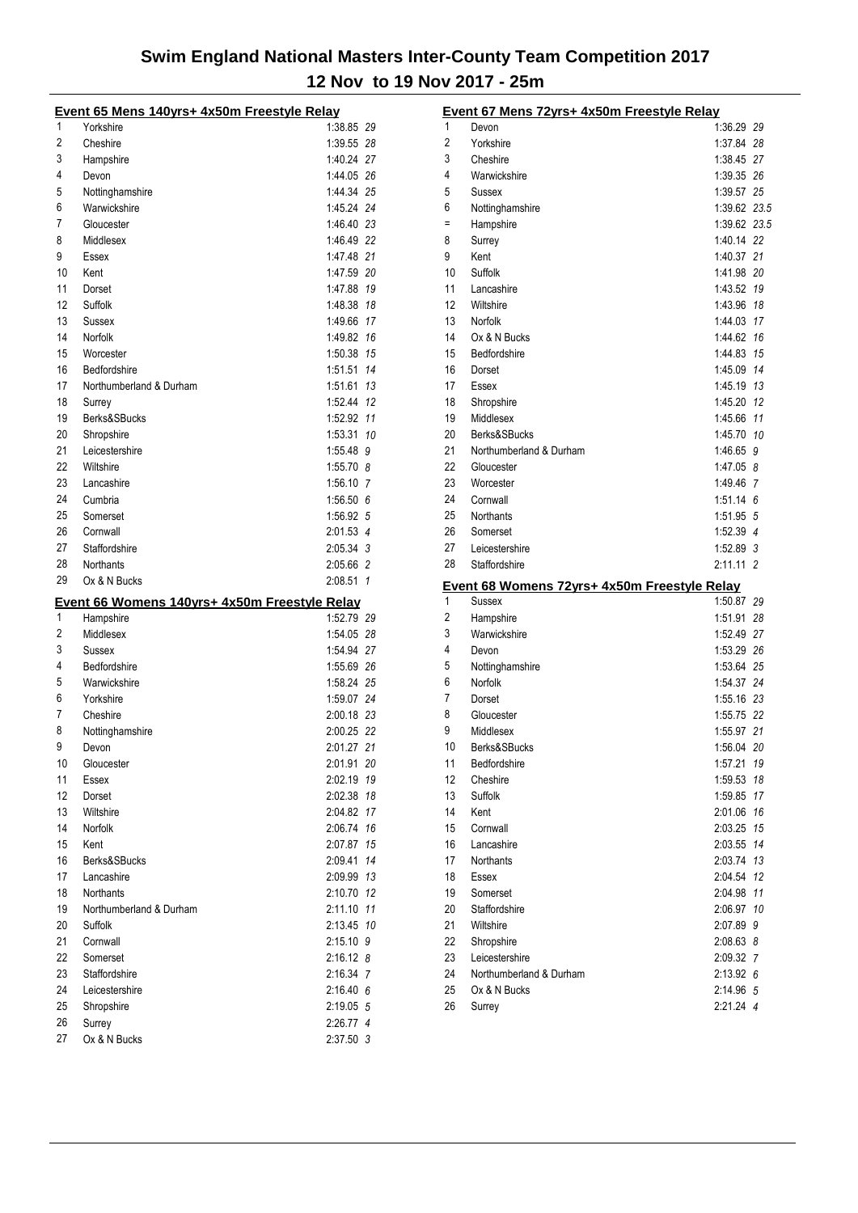# Swim England National Masters Inter-County Team Competition 2017

## 12 Nov to 19 Nov 2017 - 25m

### Event 65 Mens 140yrs+ 4x50m Freestyle Relay

| | | | |
|---|---|---|---|
| 1 | Yorkshire | 1:38.85 | 29 |
| 2 | Cheshire | 1:39.55 | 28 |
| 3 | Hampshire | 1:40.24 | 27 |
| 4 | Devon | 1:44.05 | 26 |
| 5 | Nottinghamshire | 1:44.34 | 25 |
| 6 | Warwickshire | 1:45.24 | 24 |
| 7 | Gloucester | 1:46.40 | 23 |
| 8 | Middlesex | 1:46.49 | 22 |
| 9 | Essex | 1:47.48 | 21 |
| 10 | Kent | 1:47.59 | 20 |
| 11 | Dorset | 1:47.88 | 19 |
| 12 | Suffolk | 1:48.38 | 18 |
| 13 | Sussex | 1:49.66 | 17 |
| 14 | Norfolk | 1:49.82 | 16 |
| 15 | Worcester | 1:50.38 | 15 |
| 16 | Bedfordshire | 1:51.51 | 14 |
| 17 | Northumberland & Durham | 1:51.61 | 13 |
| 18 | Surrey | 1:52.44 | 12 |
| 19 | Berks&SBucks | 1:52.92 | 11 |
| 20 | Shropshire | 1:53.31 | 10 |
| 21 | Leicestershire | 1:55.48 | 9 |
| 22 | Wiltshire | 1:55.70 | 8 |
| 23 | Lancashire | 1:56.10 | 7 |
| 24 | Cumbria | 1:56.50 | 6 |
| 25 | Somerset | 1:56.92 | 5 |
| 26 | Cornwall | 2:01.53 | 4 |
| 27 | Staffordshire | 2:05.34 | 3 |
| 28 | Northants | 2:05.66 | 2 |
| 29 | Ox & N Bucks | 2:08.51 | 1 |

### Event 66 Womens 140yrs+ 4x50m Freestyle Relay

| | | | |
|---|---|---|---|
| 1 | Hampshire | 1:52.79 | 29 |
| 2 | Middlesex | 1:54.05 | 28 |
| 3 | Sussex | 1:54.94 | 27 |
| 4 | Bedfordshire | 1:55.69 | 26 |
| 5 | Warwickshire | 1:58.24 | 25 |
| 6 | Yorkshire | 1:59.07 | 24 |
| 7 | Cheshire | 2:00.18 | 23 |
| 8 | Nottinghamshire | 2:00.25 | 22 |
| 9 | Devon | 2:01.27 | 21 |
| 10 | Gloucester | 2:01.91 | 20 |
| 11 | Essex | 2:02.19 | 19 |
| 12 | Dorset | 2:02.38 | 18 |
| 13 | Wiltshire | 2:04.82 | 17 |
| 14 | Norfolk | 2:06.74 | 16 |
| 15 | Kent | 2:07.87 | 15 |
| 16 | Berks&SBucks | 2:09.41 | 14 |
| 17 | Lancashire | 2:09.99 | 13 |
| 18 | Northants | 2:10.70 | 12 |
| 19 | Northumberland & Durham | 2:11.10 | 11 |
| 20 | Suffolk | 2:13.45 | 10 |
| 21 | Cornwall | 2:15.10 | 9 |
| 22 | Somerset | 2:16.12 | 8 |
| 23 | Staffordshire | 2:16.34 | 7 |
| 24 | Leicestershire | 2:16.40 | 6 |
| 25 | Shropshire | 2:19.05 | 5 |
| 26 | Surrey | 2:26.77 | 4 |
| 27 | Ox & N Bucks | 2:37.50 | 3 |

### Event 67 Mens 72yrs+ 4x50m Freestyle Relay

| | | | |
|---|---|---|---|
| 1 | Devon | 1:36.29 | 29 |
| 2 | Yorkshire | 1:37.84 | 28 |
| 3 | Cheshire | 1:38.45 | 27 |
| 4 | Warwickshire | 1:39.35 | 26 |
| 5 | Sussex | 1:39.57 | 25 |
| 6 | Nottinghamshire | 1:39.62 | 23.5 |
| = | Hampshire | 1:39.62 | 23.5 |
| 8 | Surrey | 1:40.14 | 22 |
| 9 | Kent | 1:40.37 | 21 |
| 10 | Suffolk | 1:41.98 | 20 |
| 11 | Lancashire | 1:43.52 | 19 |
| 12 | Wiltshire | 1:43.96 | 18 |
| 13 | Norfolk | 1:44.03 | 17 |
| 14 | Ox & N Bucks | 1:44.62 | 16 |
| 15 | Bedfordshire | 1:44.83 | 15 |
| 16 | Dorset | 1:45.09 | 14 |
| 17 | Essex | 1:45.19 | 13 |
| 18 | Shropshire | 1:45.20 | 12 |
| 19 | Middlesex | 1:45.66 | 11 |
| 20 | Berks&SBucks | 1:45.70 | 10 |
| 21 | Northumberland & Durham | 1:46.65 | 9 |
| 22 | Gloucester | 1:47.05 | 8 |
| 23 | Worcester | 1:49.46 | 7 |
| 24 | Cornwall | 1:51.14 | 6 |
| 25 | Northants | 1:51.95 | 5 |
| 26 | Somerset | 1:52.39 | 4 |
| 27 | Leicestershire | 1:52.89 | 3 |
| 28 | Staffordshire | 2:11.11 | 2 |

### Event 68 Womens 72yrs+ 4x50m Freestyle Relay

| | | | |
|---|---|---|---|
| 1 | Sussex | 1:50.87 | 29 |
| 2 | Hampshire | 1:51.91 | 28 |
| 3 | Warwickshire | 1:52.49 | 27 |
| 4 | Devon | 1:53.29 | 26 |
| 5 | Nottinghamshire | 1:53.64 | 25 |
| 6 | Norfolk | 1:54.37 | 24 |
| 7 | Dorset | 1:55.16 | 23 |
| 8 | Gloucester | 1:55.75 | 22 |
| 9 | Middlesex | 1:55.97 | 21 |
| 10 | Berks&SBucks | 1:56.04 | 20 |
| 11 | Bedfordshire | 1:57.21 | 19 |
| 12 | Cheshire | 1:59.53 | 18 |
| 13 | Suffolk | 1:59.85 | 17 |
| 14 | Kent | 2:01.06 | 16 |
| 15 | Cornwall | 2:03.25 | 15 |
| 16 | Lancashire | 2:03.55 | 14 |
| 17 | Northants | 2:03.74 | 13 |
| 18 | Essex | 2:04.54 | 12 |
| 19 | Somerset | 2:04.98 | 11 |
| 20 | Staffordshire | 2:06.97 | 10 |
| 21 | Wiltshire | 2:07.89 | 9 |
| 22 | Shropshire | 2:08.63 | 8 |
| 23 | Leicestershire | 2:09.32 | 7 |
| 24 | Northumberland & Durham | 2:13.92 | 6 |
| 25 | Ox & N Bucks | 2:14.96 | 5 |
| 26 | Surrey | 2:21.24 | 4 |